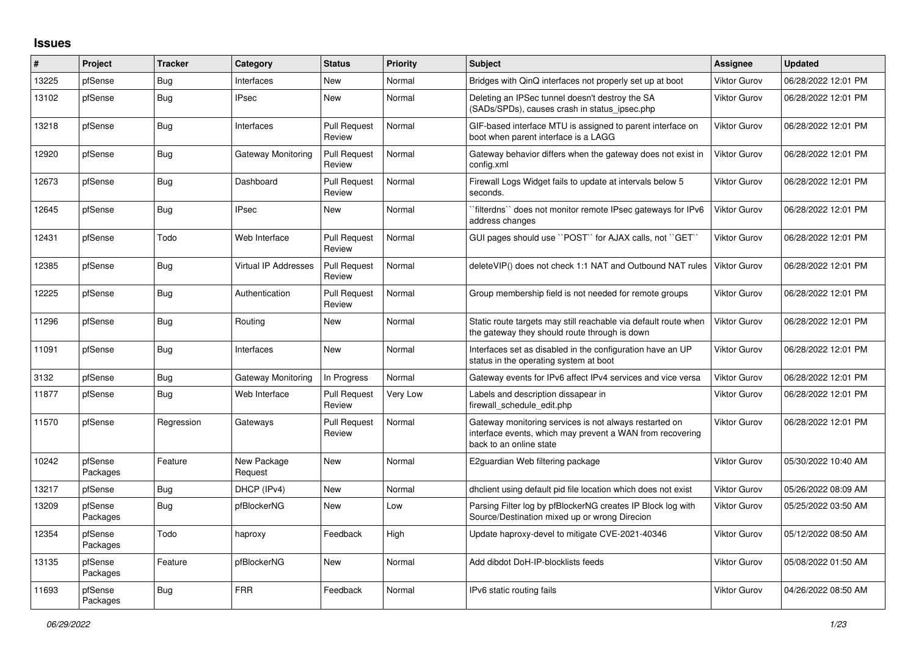## Issues

| # | Project | Tracker | Category | Status | Priority | Subject | Assignee | Updated |
|---|---|---|---|---|---|---|---|---|
| 13225 | pfSense | Bug | Interfaces | New | Normal | Bridges with QinQ interfaces not properly set up at boot | Viktor Gurov | 06/28/2022 12:01 PM |
| 13102 | pfSense | Bug | IPsec | New | Normal | Deleting an IPSec tunnel doesn't destroy the SA (SADs/SPDs), causes crash in status_ipsec.php | Viktor Gurov | 06/28/2022 12:01 PM |
| 13218 | pfSense | Bug | Interfaces | Pull Request Review | Normal | GIF-based interface MTU is assigned to parent interface on boot when parent interface is a LAGG | Viktor Gurov | 06/28/2022 12:01 PM |
| 12920 | pfSense | Bug | Gateway Monitoring | Pull Request Review | Normal | Gateway behavior differs when the gateway does not exist in config.xml | Viktor Gurov | 06/28/2022 12:01 PM |
| 12673 | pfSense | Bug | Dashboard | Pull Request Review | Normal | Firewall Logs Widget fails to update at intervals below 5 seconds. | Viktor Gurov | 06/28/2022 12:01 PM |
| 12645 | pfSense | Bug | IPsec | New | Normal | ``filterdns`` does not monitor remote IPsec gateways for IPv6 address changes | Viktor Gurov | 06/28/2022 12:01 PM |
| 12431 | pfSense | Todo | Web Interface | Pull Request Review | Normal | GUI pages should use ``POST`` for AJAX calls, not ``GET`` | Viktor Gurov | 06/28/2022 12:01 PM |
| 12385 | pfSense | Bug | Virtual IP Addresses | Pull Request Review | Normal | deleteVIP() does not check 1:1 NAT and Outbound NAT rules | Viktor Gurov | 06/28/2022 12:01 PM |
| 12225 | pfSense | Bug | Authentication | Pull Request Review | Normal | Group membership field is not needed for remote groups | Viktor Gurov | 06/28/2022 12:01 PM |
| 11296 | pfSense | Bug | Routing | New | Normal | Static route targets may still reachable via default route when the gateway they should route through is down | Viktor Gurov | 06/28/2022 12:01 PM |
| 11091 | pfSense | Bug | Interfaces | New | Normal | Interfaces set as disabled in the configuration have an UP status in the operating system at boot | Viktor Gurov | 06/28/2022 12:01 PM |
| 3132 | pfSense | Bug | Gateway Monitoring | In Progress | Normal | Gateway events for IPv6 affect IPv4 services and vice versa | Viktor Gurov | 06/28/2022 12:01 PM |
| 11877 | pfSense | Bug | Web Interface | Pull Request Review | Very Low | Labels and description dissapear in firewall_schedule_edit.php | Viktor Gurov | 06/28/2022 12:01 PM |
| 11570 | pfSense | Regression | Gateways | Pull Request Review | Normal | Gateway monitoring services is not always restarted on interface events, which may prevent a WAN from recovering back to an online state | Viktor Gurov | 06/28/2022 12:01 PM |
| 10242 | pfSense Packages | Feature | New Package Request | New | Normal | E2guardian Web filtering package | Viktor Gurov | 05/30/2022 10:40 AM |
| 13217 | pfSense | Bug | DHCP (IPv4) | New | Normal | dhclient using default pid file location which does not exist | Viktor Gurov | 05/26/2022 08:09 AM |
| 13209 | pfSense Packages | Bug | pfBlockerNG | New | Low | Parsing Filter log by pfBlockerNG creates IP Block log with Source/Destination mixed up or wrong Direcion | Viktor Gurov | 05/25/2022 03:50 AM |
| 12354 | pfSense Packages | Todo | haproxy | Feedback | High | Update haproxy-devel to mitigate CVE-2021-40346 | Viktor Gurov | 05/12/2022 08:50 AM |
| 13135 | pfSense Packages | Feature | pfBlockerNG | New | Normal | Add dibdot DoH-IP-blocklists feeds | Viktor Gurov | 05/08/2022 01:50 AM |
| 11693 | pfSense Packages | Bug | FRR | Feedback | Normal | IPv6 static routing fails | Viktor Gurov | 04/26/2022 08:50 AM |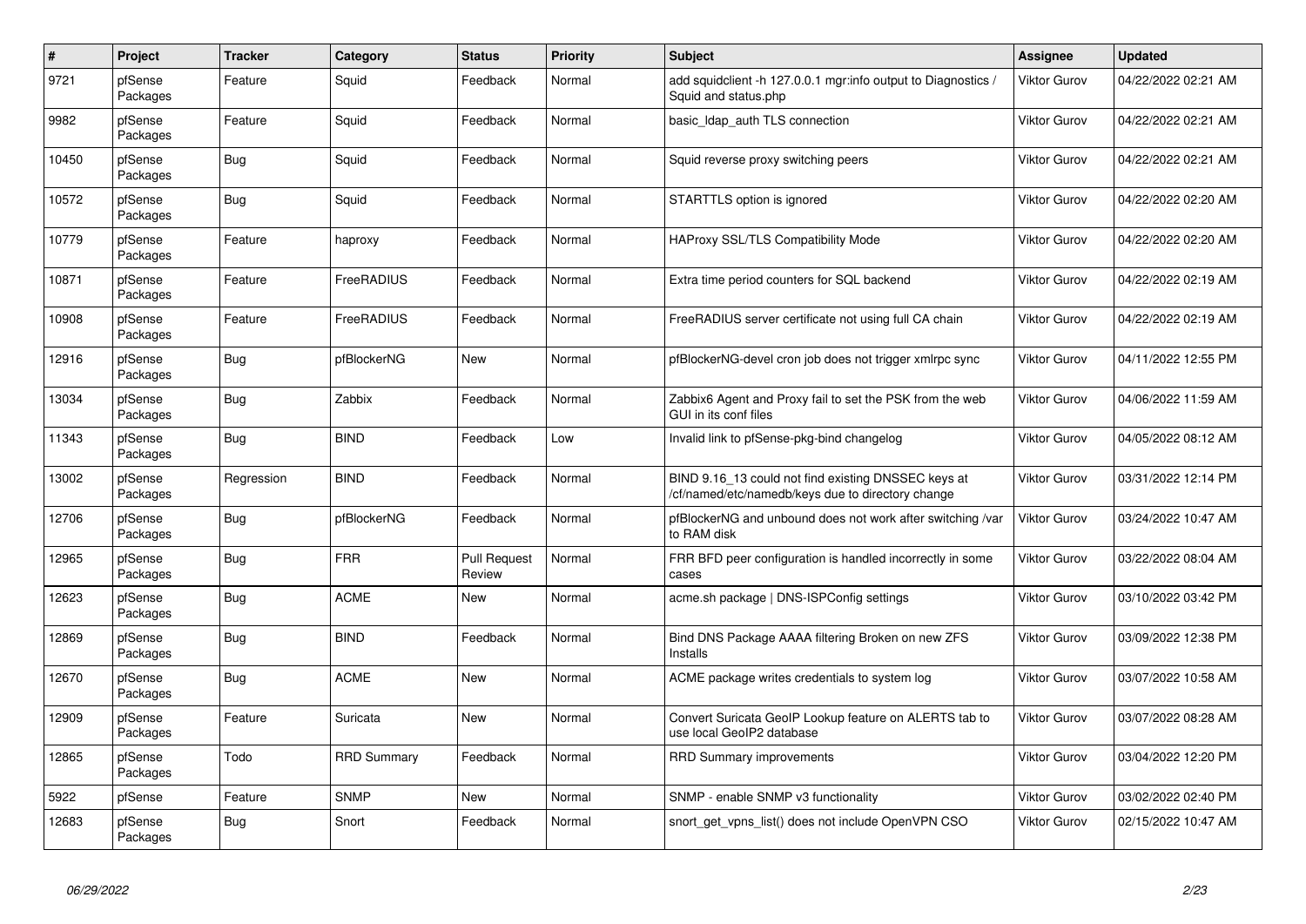| # | Project | Tracker | Category | Status | Priority | Subject | Assignee | Updated |
|---|---|---|---|---|---|---|---|---|
| 9721 | pfSense Packages | Feature | Squid | Feedback | Normal | add squidclient -h 127.0.0.1 mgr:info output to Diagnostics / Squid and status.php | Viktor Gurov | 04/22/2022 02:21 AM |
| 9982 | pfSense Packages | Feature | Squid | Feedback | Normal | basic_ldap_auth TLS connection | Viktor Gurov | 04/22/2022 02:21 AM |
| 10450 | pfSense Packages | Bug | Squid | Feedback | Normal | Squid reverse proxy switching peers | Viktor Gurov | 04/22/2022 02:21 AM |
| 10572 | pfSense Packages | Bug | Squid | Feedback | Normal | STARTTLS option is ignored | Viktor Gurov | 04/22/2022 02:20 AM |
| 10779 | pfSense Packages | Feature | haproxy | Feedback | Normal | HAProxy SSL/TLS Compatibility Mode | Viktor Gurov | 04/22/2022 02:20 AM |
| 10871 | pfSense Packages | Feature | FreeRADIUS | Feedback | Normal | Extra time period counters for SQL backend | Viktor Gurov | 04/22/2022 02:19 AM |
| 10908 | pfSense Packages | Feature | FreeRADIUS | Feedback | Normal | FreeRADIUS server certificate not using full CA chain | Viktor Gurov | 04/22/2022 02:19 AM |
| 12916 | pfSense Packages | Bug | pfBlockerNG | New | Normal | pfBlockerNG-devel cron job does not trigger xmlrpc sync | Viktor Gurov | 04/11/2022 12:55 PM |
| 13034 | pfSense Packages | Bug | Zabbix | Feedback | Normal | Zabbix6 Agent and Proxy fail to set the PSK from the web GUI in its conf files | Viktor Gurov | 04/06/2022 11:59 AM |
| 11343 | pfSense Packages | Bug | BIND | Feedback | Low | Invalid link to pfSense-pkg-bind changelog | Viktor Gurov | 04/05/2022 08:12 AM |
| 13002 | pfSense Packages | Regression | BIND | Feedback | Normal | BIND 9.16_13 could not find existing DNSSEC keys at /cf/named/etc/namedb/keys due to directory change | Viktor Gurov | 03/31/2022 12:14 PM |
| 12706 | pfSense Packages | Bug | pfBlockerNG | Feedback | Normal | pfBlockerNG and unbound does not work after switching /var to RAM disk | Viktor Gurov | 03/24/2022 10:47 AM |
| 12965 | pfSense Packages | Bug | FRR | Pull Request Review | Normal | FRR BFD peer configuration is handled incorrectly in some cases | Viktor Gurov | 03/22/2022 08:04 AM |
| 12623 | pfSense Packages | Bug | ACME | New | Normal | acme.sh package \| DNS-ISPConfig settings | Viktor Gurov | 03/10/2022 03:42 PM |
| 12869 | pfSense Packages | Bug | BIND | Feedback | Normal | Bind DNS Package AAAA filtering Broken on new ZFS Installs | Viktor Gurov | 03/09/2022 12:38 PM |
| 12670 | pfSense Packages | Bug | ACME | New | Normal | ACME package writes credentials to system log | Viktor Gurov | 03/07/2022 10:58 AM |
| 12909 | pfSense Packages | Feature | Suricata | New | Normal | Convert Suricata GeoIP Lookup feature on ALERTS tab to use local GeoIP2 database | Viktor Gurov | 03/07/2022 08:28 AM |
| 12865 | pfSense Packages | Todo | RRD Summary | Feedback | Normal | RRD Summary improvements | Viktor Gurov | 03/04/2022 12:20 PM |
| 5922 | pfSense | Feature | SNMP | New | Normal | SNMP - enable SNMP v3 functionality | Viktor Gurov | 03/02/2022 02:40 PM |
| 12683 | pfSense Packages | Bug | Snort | Feedback | Normal | snort_get_vpns_list() does not include OpenVPN CSO | Viktor Gurov | 02/15/2022 10:47 AM |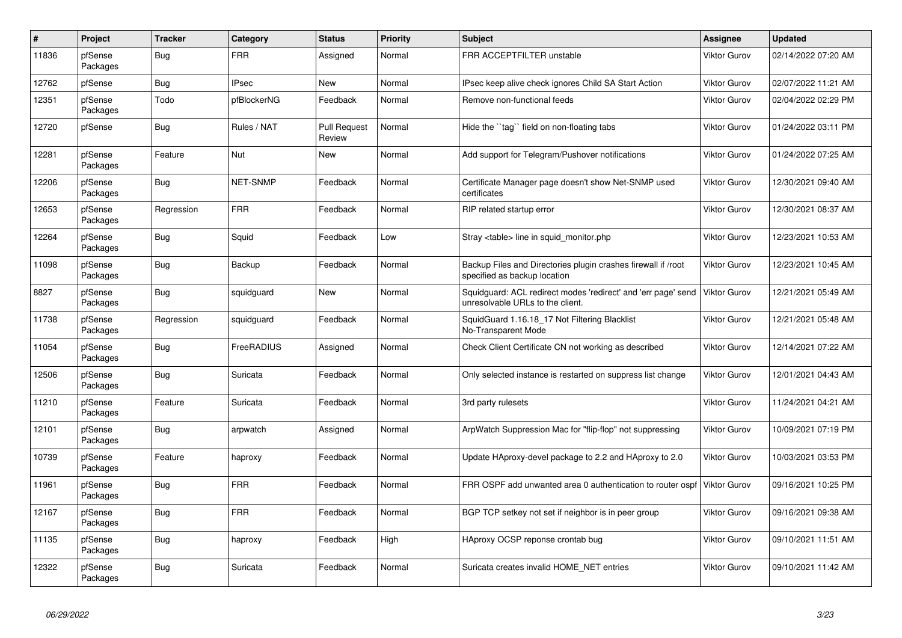| # | Project | Tracker | Category | Status | Priority | Subject | Assignee | Updated |
|---|---|---|---|---|---|---|---|---|
| 11836 | pfSense Packages | Bug | FRR | Assigned | Normal | FRR ACCEPTFILTER unstable | Viktor Gurov | 02/14/2022 07:20 AM |
| 12762 | pfSense | Bug | IPsec | New | Normal | IPsec keep alive check ignores Child SA Start Action | Viktor Gurov | 02/07/2022 11:21 AM |
| 12351 | pfSense Packages | Todo | pfBlockerNG | Feedback | Normal | Remove non-functional feeds | Viktor Gurov | 02/04/2022 02:29 PM |
| 12720 | pfSense | Bug | Rules / NAT | Pull Request Review | Normal | Hide the ``tag`` field on non-floating tabs | Viktor Gurov | 01/24/2022 03:11 PM |
| 12281 | pfSense Packages | Feature | Nut | New | Normal | Add support for Telegram/Pushover notifications | Viktor Gurov | 01/24/2022 07:25 AM |
| 12206 | pfSense Packages | Bug | NET-SNMP | Feedback | Normal | Certificate Manager page doesn't show Net-SNMP used certificates | Viktor Gurov | 12/30/2021 09:40 AM |
| 12653 | pfSense Packages | Regression | FRR | Feedback | Normal | RIP related startup error | Viktor Gurov | 12/30/2021 08:37 AM |
| 12264 | pfSense Packages | Bug | Squid | Feedback | Low | Stray <table> line in squid_monitor.php | Viktor Gurov | 12/23/2021 10:53 AM |
| 11098 | pfSense Packages | Bug | Backup | Feedback | Normal | Backup Files and Directories plugin crashes firewall if /root specified as backup location | Viktor Gurov | 12/23/2021 10:45 AM |
| 8827 | pfSense Packages | Bug | squidguard | New | Normal | Squidguard: ACL redirect modes 'redirect' and 'err page' send unresolvable URLs to the client. | Viktor Gurov | 12/21/2021 05:49 AM |
| 11738 | pfSense Packages | Regression | squidguard | Feedback | Normal | SquidGuard 1.16.18_17 Not Filtering Blacklist No-Transparent Mode | Viktor Gurov | 12/21/2021 05:48 AM |
| 11054 | pfSense Packages | Bug | FreeRADIUS | Assigned | Normal | Check Client Certificate CN not working as described | Viktor Gurov | 12/14/2021 07:22 AM |
| 12506 | pfSense Packages | Bug | Suricata | Feedback | Normal | Only selected instance is restarted on suppress list change | Viktor Gurov | 12/01/2021 04:43 AM |
| 11210 | pfSense Packages | Feature | Suricata | Feedback | Normal | 3rd party rulesets | Viktor Gurov | 11/24/2021 04:21 AM |
| 12101 | pfSense Packages | Bug | arpwatch | Assigned | Normal | ArpWatch Suppression Mac for "flip-flop" not suppressing | Viktor Gurov | 10/09/2021 07:19 PM |
| 10739 | pfSense Packages | Feature | haproxy | Feedback | Normal | Update HAproxy-devel package to 2.2 and HAproxy to 2.0 | Viktor Gurov | 10/03/2021 03:53 PM |
| 11961 | pfSense Packages | Bug | FRR | Feedback | Normal | FRR OSPF add unwanted area 0 authentication to router ospf | Viktor Gurov | 09/16/2021 10:25 PM |
| 12167 | pfSense Packages | Bug | FRR | Feedback | Normal | BGP TCP setkey not set if neighbor is in peer group | Viktor Gurov | 09/16/2021 09:38 AM |
| 11135 | pfSense Packages | Bug | haproxy | Feedback | High | HAproxy OCSP reponse crontab bug | Viktor Gurov | 09/10/2021 11:51 AM |
| 12322 | pfSense Packages | Bug | Suricata | Feedback | Normal | Suricata creates invalid HOME_NET entries | Viktor Gurov | 09/10/2021 11:42 AM |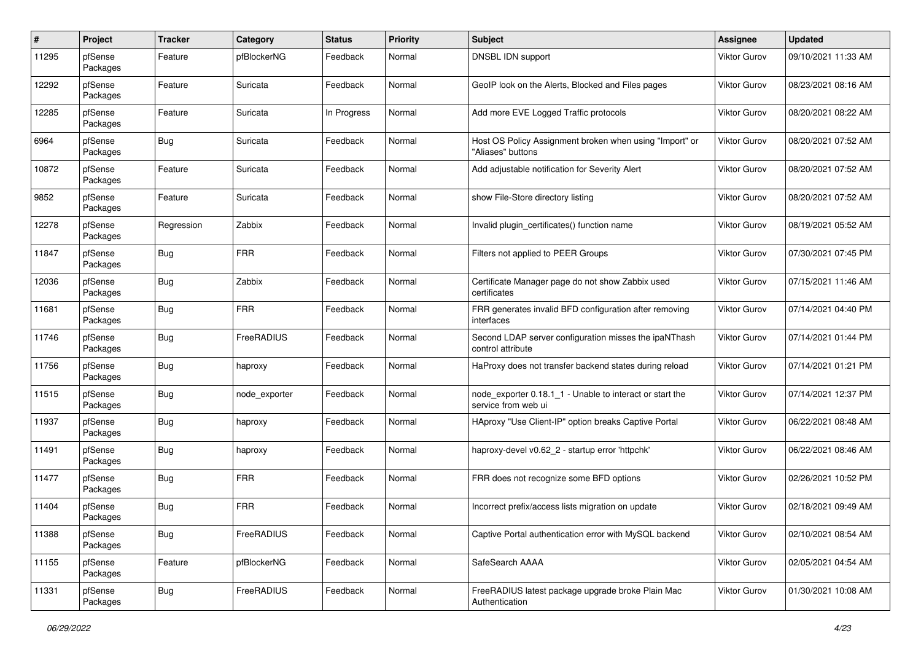| # | Project | Tracker | Category | Status | Priority | Subject | Assignee | Updated |
|---|---|---|---|---|---|---|---|---|
| 11295 | pfSense Packages | Feature | pfBlockerNG | Feedback | Normal | DNSBL IDN support | Viktor Gurov | 09/10/2021 11:33 AM |
| 12292 | pfSense Packages | Feature | Suricata | Feedback | Normal | GeoIP look on the Alerts, Blocked and Files pages | Viktor Gurov | 08/23/2021 08:16 AM |
| 12285 | pfSense Packages | Feature | Suricata | In Progress | Normal | Add more EVE Logged Traffic protocols | Viktor Gurov | 08/20/2021 08:22 AM |
| 6964 | pfSense Packages | Bug | Suricata | Feedback | Normal | Host OS Policy Assignment broken when using "Import" or "Aliases" buttons | Viktor Gurov | 08/20/2021 07:52 AM |
| 10872 | pfSense Packages | Feature | Suricata | Feedback | Normal | Add adjustable notification for Severity Alert | Viktor Gurov | 08/20/2021 07:52 AM |
| 9852 | pfSense Packages | Feature | Suricata | Feedback | Normal | show File-Store directory listing | Viktor Gurov | 08/20/2021 07:52 AM |
| 12278 | pfSense Packages | Regression | Zabbix | Feedback | Normal | Invalid plugin_certificates() function name | Viktor Gurov | 08/19/2021 05:52 AM |
| 11847 | pfSense Packages | Bug | FRR | Feedback | Normal | Filters not applied to PEER Groups | Viktor Gurov | 07/30/2021 07:45 PM |
| 12036 | pfSense Packages | Bug | Zabbix | Feedback | Normal | Certificate Manager page do not show Zabbix used certificates | Viktor Gurov | 07/15/2021 11:46 AM |
| 11681 | pfSense Packages | Bug | FRR | Feedback | Normal | FRR generates invalid BFD configuration after removing interfaces | Viktor Gurov | 07/14/2021 04:40 PM |
| 11746 | pfSense Packages | Bug | FreeRADIUS | Feedback | Normal | Second LDAP server configuration misses the ipaNThash control attribute | Viktor Gurov | 07/14/2021 01:44 PM |
| 11756 | pfSense Packages | Bug | haproxy | Feedback | Normal | HaProxy does not transfer backend states during reload | Viktor Gurov | 07/14/2021 01:21 PM |
| 11515 | pfSense Packages | Bug | node_exporter | Feedback | Normal | node_exporter 0.18.1_1 - Unable to interact or start the service from web ui | Viktor Gurov | 07/14/2021 12:37 PM |
| 11937 | pfSense Packages | Bug | haproxy | Feedback | Normal | HAproxy "Use Client-IP" option breaks Captive Portal | Viktor Gurov | 06/22/2021 08:48 AM |
| 11491 | pfSense Packages | Bug | haproxy | Feedback | Normal | haproxy-devel v0.62_2 - startup error 'httpchk' | Viktor Gurov | 06/22/2021 08:46 AM |
| 11477 | pfSense Packages | Bug | FRR | Feedback | Normal | FRR does not recognize some BFD options | Viktor Gurov | 02/26/2021 10:52 PM |
| 11404 | pfSense Packages | Bug | FRR | Feedback | Normal | Incorrect prefix/access lists migration on update | Viktor Gurov | 02/18/2021 09:49 AM |
| 11388 | pfSense Packages | Bug | FreeRADIUS | Feedback | Normal | Captive Portal authentication error with MySQL backend | Viktor Gurov | 02/10/2021 08:54 AM |
| 11155 | pfSense Packages | Feature | pfBlockerNG | Feedback | Normal | SafeSearch AAAA | Viktor Gurov | 02/05/2021 04:54 AM |
| 11331 | pfSense Packages | Bug | FreeRADIUS | Feedback | Normal | FreeRADIUS latest package upgrade broke Plain Mac Authentication | Viktor Gurov | 01/30/2021 10:08 AM |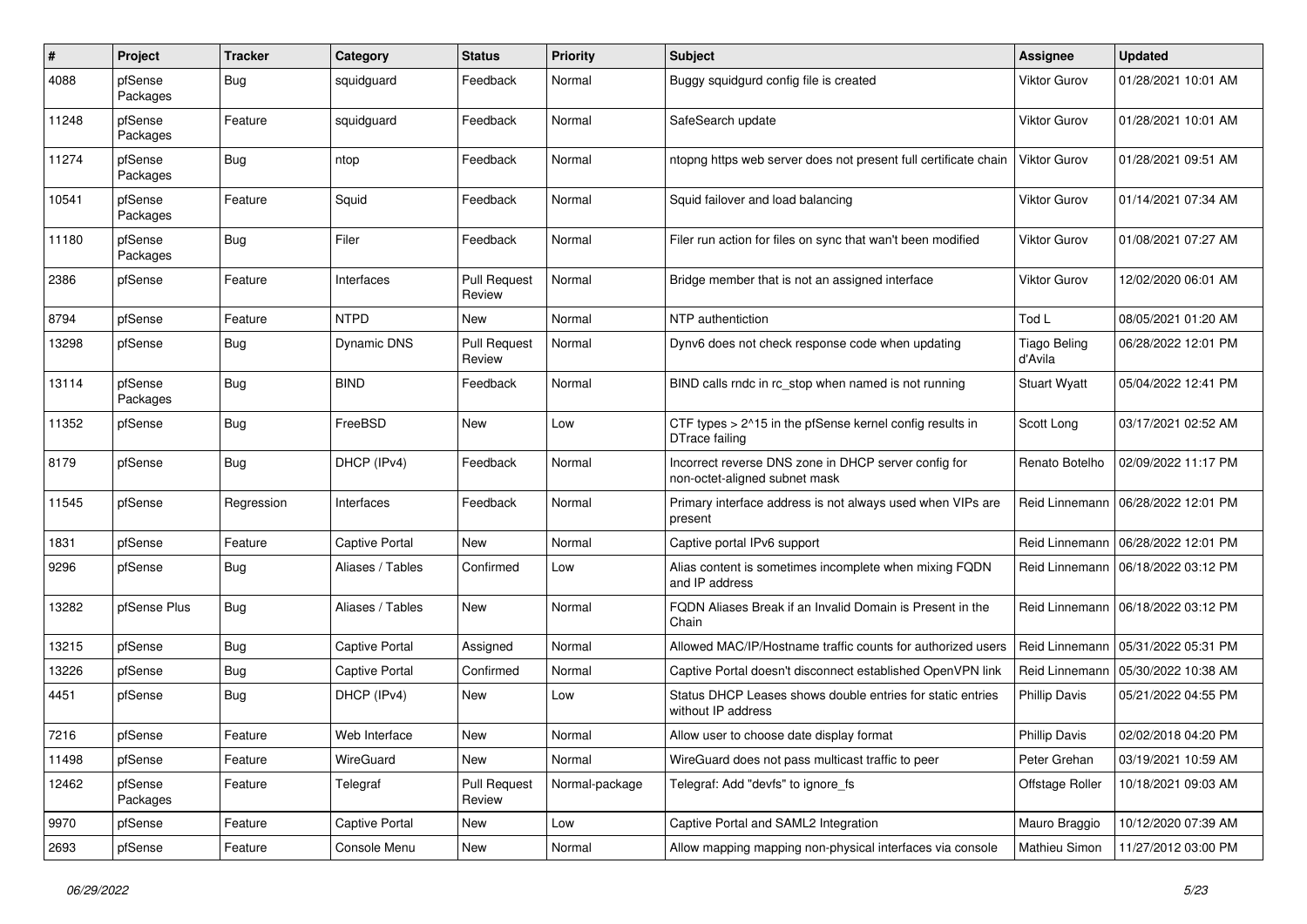| # | Project | Tracker | Category | Status | Priority | Subject | Assignee | Updated |
|---|---|---|---|---|---|---|---|---|
| 4088 | pfSense Packages | Bug | squidguard | Feedback | Normal | Buggy squidgurd config file is created | Viktor Gurov | 01/28/2021 10:01 AM |
| 11248 | pfSense Packages | Feature | squidguard | Feedback | Normal | SafeSearch update | Viktor Gurov | 01/28/2021 10:01 AM |
| 11274 | pfSense Packages | Bug | ntop | Feedback | Normal | ntopng https web server does not present full certificate chain | Viktor Gurov | 01/28/2021 09:51 AM |
| 10541 | pfSense Packages | Feature | Squid | Feedback | Normal | Squid failover and load balancing | Viktor Gurov | 01/14/2021 07:34 AM |
| 11180 | pfSense Packages | Bug | Filer | Feedback | Normal | Filer run action for files on sync that wan't been modified | Viktor Gurov | 01/08/2021 07:27 AM |
| 2386 | pfSense | Feature | Interfaces | Pull Request Review | Normal | Bridge member that is not an assigned interface | Viktor Gurov | 12/02/2020 06:01 AM |
| 8794 | pfSense | Feature | NTPD | New | Normal | NTP authentiction | Tod L | 08/05/2021 01:20 AM |
| 13298 | pfSense | Bug | Dynamic DNS | Pull Request Review | Normal | Dynv6 does not check response code when updating | Tiago Beling d'Avila | 06/28/2022 12:01 PM |
| 13114 | pfSense Packages | Bug | BIND | Feedback | Normal | BIND calls rndc in rc_stop when named is not running | Stuart Wyatt | 05/04/2022 12:41 PM |
| 11352 | pfSense | Bug | FreeBSD | New | Low | CTF types > 2^15 in the pfSense kernel config results in DTrace failing | Scott Long | 03/17/2021 02:52 AM |
| 8179 | pfSense | Bug | DHCP (IPv4) | Feedback | Normal | Incorrect reverse DNS zone in DHCP server config for non-octet-aligned subnet mask | Renato Botelho | 02/09/2022 11:17 PM |
| 11545 | pfSense | Regression | Interfaces | Feedback | Normal | Primary interface address is not always used when VIPs are present | Reid Linnemann | 06/28/2022 12:01 PM |
| 1831 | pfSense | Feature | Captive Portal | New | Normal | Captive portal IPv6 support | Reid Linnemann | 06/28/2022 12:01 PM |
| 9296 | pfSense | Bug | Aliases / Tables | Confirmed | Low | Alias content is sometimes incomplete when mixing FQDN and IP address | Reid Linnemann | 06/18/2022 03:12 PM |
| 13282 | pfSense Plus | Bug | Aliases / Tables | New | Normal | FQDN Aliases Break if an Invalid Domain is Present in the Chain | Reid Linnemann | 06/18/2022 03:12 PM |
| 13215 | pfSense | Bug | Captive Portal | Assigned | Normal | Allowed MAC/IP/Hostname traffic counts for authorized users | Reid Linnemann | 05/31/2022 05:31 PM |
| 13226 | pfSense | Bug | Captive Portal | Confirmed | Normal | Captive Portal doesn't disconnect established OpenVPN link | Reid Linnemann | 05/30/2022 10:38 AM |
| 4451 | pfSense | Bug | DHCP (IPv4) | New | Low | Status DHCP Leases shows double entries for static entries without IP address | Phillip Davis | 05/21/2022 04:55 PM |
| 7216 | pfSense | Feature | Web Interface | New | Normal | Allow user to choose date display format | Phillip Davis | 02/02/2018 04:20 PM |
| 11498 | pfSense | Feature | WireGuard | New | Normal | WireGuard does not pass multicast traffic to peer | Peter Grehan | 03/19/2021 10:59 AM |
| 12462 | pfSense Packages | Feature | Telegraf | Pull Request Review | Normal-package | Telegraf: Add "devfs" to ignore_fs | Offstage Roller | 10/18/2021 09:03 AM |
| 9970 | pfSense | Feature | Captive Portal | New | Low | Captive Portal and SAML2 Integration | Mauro Braggio | 10/12/2020 07:39 AM |
| 2693 | pfSense | Feature | Console Menu | New | Normal | Allow mapping mapping non-physical interfaces via console | Mathieu Simon | 11/27/2012 03:00 PM |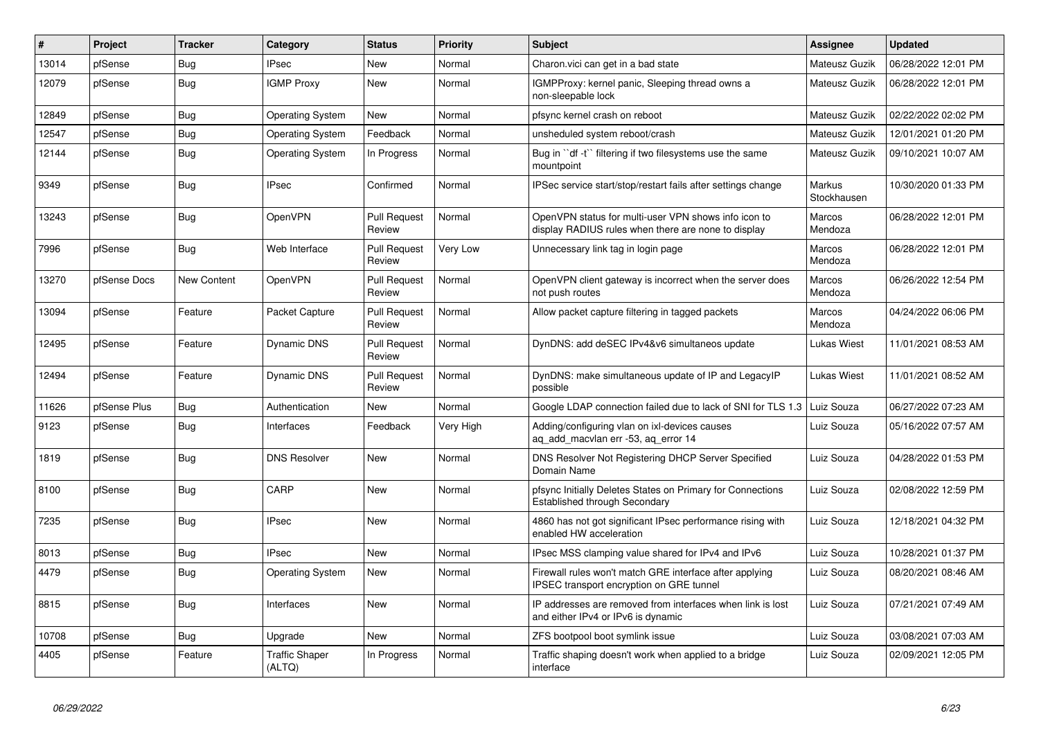| # | Project | Tracker | Category | Status | Priority | Subject | Assignee | Updated |
|---|---|---|---|---|---|---|---|---|
| 13014 | pfSense | Bug | IPsec | New | Normal | Charon.vici can get in a bad state | Mateusz Guzik | 06/28/2022 12:01 PM |
| 12079 | pfSense | Bug | IGMP Proxy | New | Normal | IGMPProxy: kernel panic, Sleeping thread owns a non-sleepable lock | Mateusz Guzik | 06/28/2022 12:01 PM |
| 12849 | pfSense | Bug | Operating System | New | Normal | pfsync kernel crash on reboot | Mateusz Guzik | 02/22/2022 02:02 PM |
| 12547 | pfSense | Bug | Operating System | Feedback | Normal | unsheduled system reboot/crash | Mateusz Guzik | 12/01/2021 01:20 PM |
| 12144 | pfSense | Bug | Operating System | In Progress | Normal | Bug in ``df -t`` filtering if two filesystems use the same mountpoint | Mateusz Guzik | 09/10/2021 10:07 AM |
| 9349 | pfSense | Bug | IPsec | Confirmed | Normal | IPSec service start/stop/restart fails after settings change | Markus Stockhausen | 10/30/2020 01:33 PM |
| 13243 | pfSense | Bug | OpenVPN | Pull Request Review | Normal | OpenVPN status for multi-user VPN shows info icon to display RADIUS rules when there are none to display | Marcos Mendoza | 06/28/2022 12:01 PM |
| 7996 | pfSense | Bug | Web Interface | Pull Request Review | Very Low | Unnecessary link tag in login page | Marcos Mendoza | 06/28/2022 12:01 PM |
| 13270 | pfSense Docs | New Content | OpenVPN | Pull Request Review | Normal | OpenVPN client gateway is incorrect when the server does not push routes | Marcos Mendoza | 06/26/2022 12:54 PM |
| 13094 | pfSense | Feature | Packet Capture | Pull Request Review | Normal | Allow packet capture filtering in tagged packets | Marcos Mendoza | 04/24/2022 06:06 PM |
| 12495 | pfSense | Feature | Dynamic DNS | Pull Request Review | Normal | DynDNS: add deSEC IPv4&v6 simultaneos update | Lukas Wiest | 11/01/2021 08:53 AM |
| 12494 | pfSense | Feature | Dynamic DNS | Pull Request Review | Normal | DynDNS: make simultaneous update of IP and LegacyIP possible | Lukas Wiest | 11/01/2021 08:52 AM |
| 11626 | pfSense Plus | Bug | Authentication | New | Normal | Google LDAP connection failed due to lack of SNI for TLS 1.3 | Luiz Souza | 06/27/2022 07:23 AM |
| 9123 | pfSense | Bug | Interfaces | Feedback | Very High | Adding/configuring vlan on ixl-devices causes aq_add_macvlan err -53, aq_error 14 | Luiz Souza | 05/16/2022 07:57 AM |
| 1819 | pfSense | Bug | DNS Resolver | New | Normal | DNS Resolver Not Registering DHCP Server Specified Domain Name | Luiz Souza | 04/28/2022 01:53 PM |
| 8100 | pfSense | Bug | CARP | New | Normal | pfsync Initially Deletes States on Primary for Connections Established through Secondary | Luiz Souza | 02/08/2022 12:59 PM |
| 7235 | pfSense | Bug | IPsec | New | Normal | 4860 has not got significant IPsec performance rising with enabled HW acceleration | Luiz Souza | 12/18/2021 04:32 PM |
| 8013 | pfSense | Bug | IPsec | New | Normal | IPsec MSS clamping value shared for IPv4 and IPv6 | Luiz Souza | 10/28/2021 01:37 PM |
| 4479 | pfSense | Bug | Operating System | New | Normal | Firewall rules won't match GRE interface after applying IPSEC transport encryption on GRE tunnel | Luiz Souza | 08/20/2021 08:46 AM |
| 8815 | pfSense | Bug | Interfaces | New | Normal | IP addresses are removed from interfaces when link is lost and either IPv4 or IPv6 is dynamic | Luiz Souza | 07/21/2021 07:49 AM |
| 10708 | pfSense | Bug | Upgrade | New | Normal | ZFS bootpool boot symlink issue | Luiz Souza | 03/08/2021 07:03 AM |
| 4405 | pfSense | Feature | Traffic Shaper (ALTQ) | In Progress | Normal | Traffic shaping doesn't work when applied to a bridge interface | Luiz Souza | 02/09/2021 12:05 PM |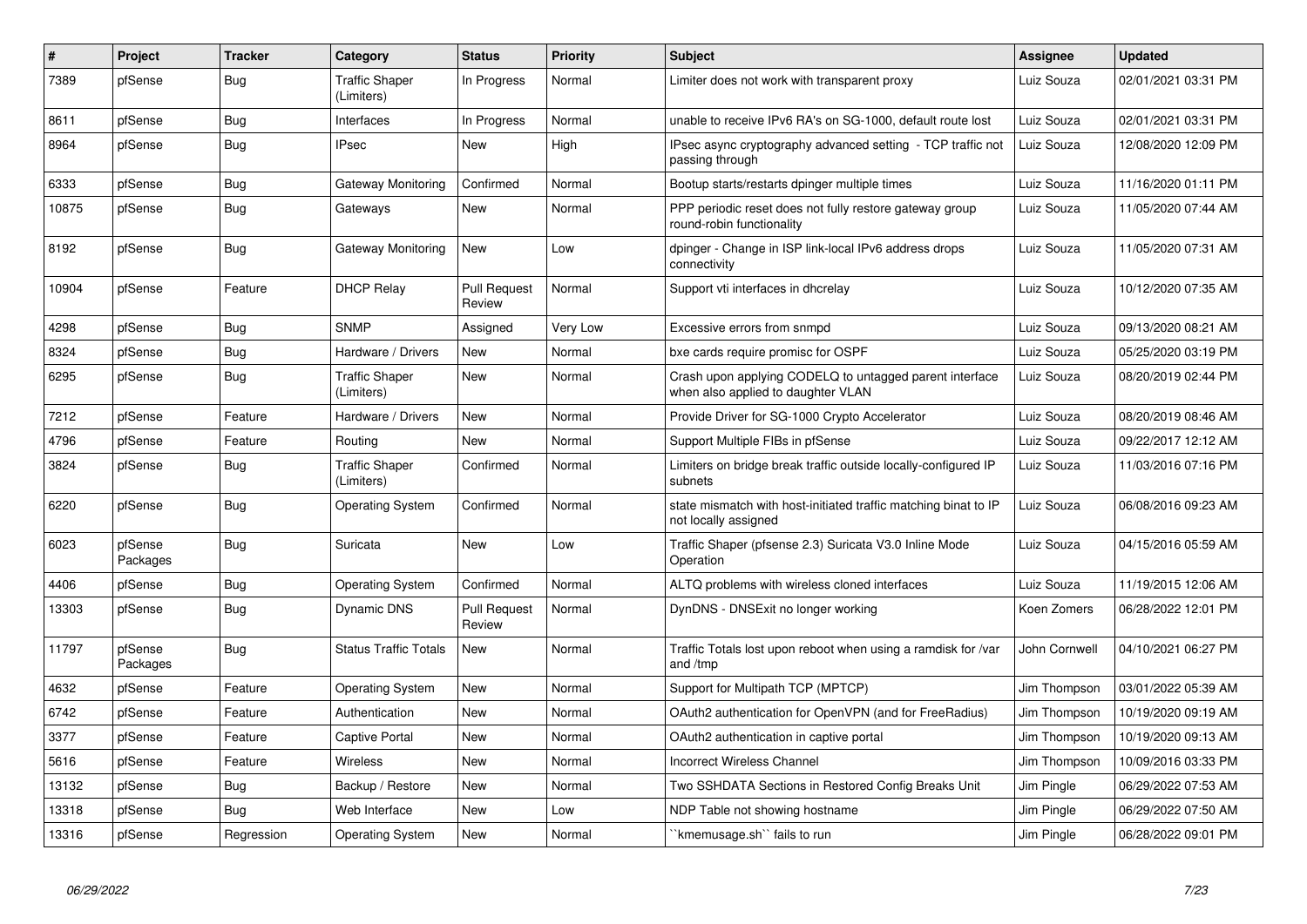| # | Project | Tracker | Category | Status | Priority | Subject | Assignee | Updated |
|---|---|---|---|---|---|---|---|---|
| 7389 | pfSense | Bug | Traffic Shaper (Limiters) | In Progress | Normal | Limiter does not work with transparent proxy | Luiz Souza | 02/01/2021 03:31 PM |
| 8611 | pfSense | Bug | Interfaces | In Progress | Normal | unable to receive IPv6 RA's on SG-1000, default route lost | Luiz Souza | 02/01/2021 03:31 PM |
| 8964 | pfSense | Bug | IPsec | New | High | IPsec async cryptography advanced setting - TCP traffic not passing through | Luiz Souza | 12/08/2020 12:09 PM |
| 6333 | pfSense | Bug | Gateway Monitoring | Confirmed | Normal | Bootup starts/restarts dpinger multiple times | Luiz Souza | 11/16/2020 01:11 PM |
| 10875 | pfSense | Bug | Gateways | New | Normal | PPP periodic reset does not fully restore gateway group round-robin functionality | Luiz Souza | 11/05/2020 07:44 AM |
| 8192 | pfSense | Bug | Gateway Monitoring | New | Low | dpinger - Change in ISP link-local IPv6 address drops connectivity | Luiz Souza | 11/05/2020 07:31 AM |
| 10904 | pfSense | Feature | DHCP Relay | Pull Request Review | Normal | Support vti interfaces in dhcrelay | Luiz Souza | 10/12/2020 07:35 AM |
| 4298 | pfSense | Bug | SNMP | Assigned | Very Low | Excessive errors from snmpd | Luiz Souza | 09/13/2020 08:21 AM |
| 8324 | pfSense | Bug | Hardware / Drivers | New | Normal | bxe cards require promisc for OSPF | Luiz Souza | 05/25/2020 03:19 PM |
| 6295 | pfSense | Bug | Traffic Shaper (Limiters) | New | Normal | Crash upon applying CODELQ to untagged parent interface when also applied to daughter VLAN | Luiz Souza | 08/20/2019 02:44 PM |
| 7212 | pfSense | Feature | Hardware / Drivers | New | Normal | Provide Driver for SG-1000 Crypto Accelerator | Luiz Souza | 08/20/2019 08:46 AM |
| 4796 | pfSense | Feature | Routing | New | Normal | Support Multiple FIBs in pfSense | Luiz Souza | 09/22/2017 12:12 AM |
| 3824 | pfSense | Bug | Traffic Shaper (Limiters) | Confirmed | Normal | Limiters on bridge break traffic outside locally-configured IP subnets | Luiz Souza | 11/03/2016 07:16 PM |
| 6220 | pfSense | Bug | Operating System | Confirmed | Normal | state mismatch with host-initiated traffic matching binat to IP not locally assigned | Luiz Souza | 06/08/2016 09:23 AM |
| 6023 | pfSense Packages | Bug | Suricata | New | Low | Traffic Shaper (pfsense 2.3) Suricata V3.0 Inline Mode Operation | Luiz Souza | 04/15/2016 05:59 AM |
| 4406 | pfSense | Bug | Operating System | Confirmed | Normal | ALTQ problems with wireless cloned interfaces | Luiz Souza | 11/19/2015 12:06 AM |
| 13303 | pfSense | Bug | Dynamic DNS | Pull Request Review | Normal | DynDNS - DNSExit no longer working | Koen Zomers | 06/28/2022 12:01 PM |
| 11797 | pfSense Packages | Bug | Status Traffic Totals | New | Normal | Traffic Totals lost upon reboot when using a ramdisk for /var and /tmp | John Cornwell | 04/10/2021 06:27 PM |
| 4632 | pfSense | Feature | Operating System | New | Normal | Support for Multipath TCP (MPTCP) | Jim Thompson | 03/01/2022 05:39 AM |
| 6742 | pfSense | Feature | Authentication | New | Normal | OAuth2 authentication for OpenVPN (and for FreeRadius) | Jim Thompson | 10/19/2020 09:19 AM |
| 3377 | pfSense | Feature | Captive Portal | New | Normal | OAuth2 authentication in captive portal | Jim Thompson | 10/19/2020 09:13 AM |
| 5616 | pfSense | Feature | Wireless | New | Normal | Incorrect Wireless Channel | Jim Thompson | 10/09/2016 03:33 PM |
| 13132 | pfSense | Bug | Backup / Restore | New | Normal | Two SSHDATA Sections in Restored Config Breaks Unit | Jim Pingle | 06/29/2022 07:53 AM |
| 13318 | pfSense | Bug | Web Interface | New | Low | NDP Table not showing hostname | Jim Pingle | 06/29/2022 07:50 AM |
| 13316 | pfSense | Regression | Operating System | New | Normal | ``kmemusage.sh`` fails to run | Jim Pingle | 06/28/2022 09:01 PM |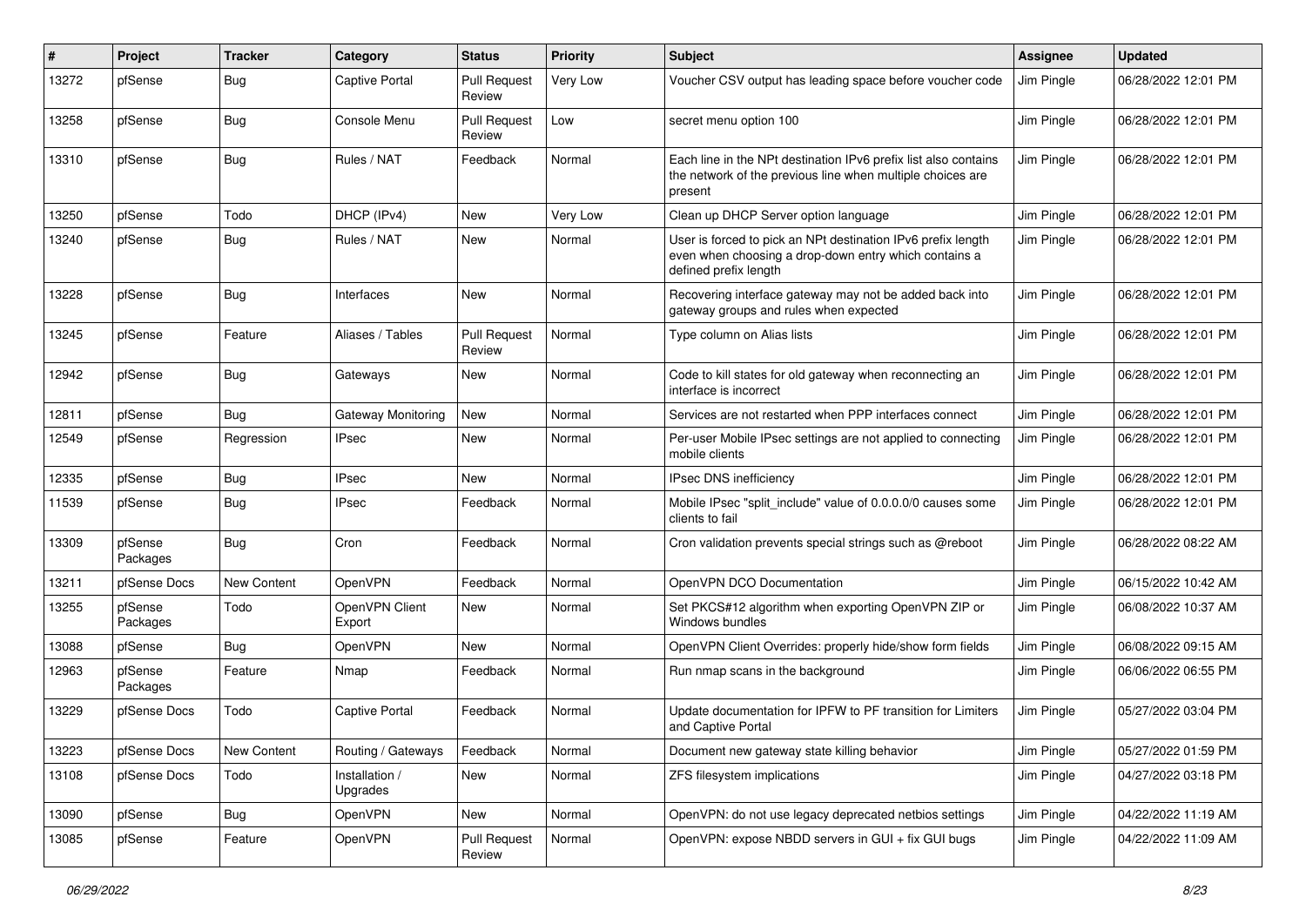| # | Project | Tracker | Category | Status | Priority | Subject | Assignee | Updated |
|---|---|---|---|---|---|---|---|---|
| 13272 | pfSense | Bug | Captive Portal | Pull Request Review | Very Low | Voucher CSV output has leading space before voucher code | Jim Pingle | 06/28/2022 12:01 PM |
| 13258 | pfSense | Bug | Console Menu | Pull Request Review | Low | secret menu option 100 | Jim Pingle | 06/28/2022 12:01 PM |
| 13310 | pfSense | Bug | Rules / NAT | Feedback | Normal | Each line in the NPt destination IPv6 prefix list also contains the network of the previous line when multiple choices are present | Jim Pingle | 06/28/2022 12:01 PM |
| 13250 | pfSense | Todo | DHCP (IPv4) | New | Very Low | Clean up DHCP Server option language | Jim Pingle | 06/28/2022 12:01 PM |
| 13240 | pfSense | Bug | Rules / NAT | New | Normal | User is forced to pick an NPt destination IPv6 prefix length even when choosing a drop-down entry which contains a defined prefix length | Jim Pingle | 06/28/2022 12:01 PM |
| 13228 | pfSense | Bug | Interfaces | New | Normal | Recovering interface gateway may not be added back into gateway groups and rules when expected | Jim Pingle | 06/28/2022 12:01 PM |
| 13245 | pfSense | Feature | Aliases / Tables | Pull Request Review | Normal | Type column on Alias lists | Jim Pingle | 06/28/2022 12:01 PM |
| 12942 | pfSense | Bug | Gateways | New | Normal | Code to kill states for old gateway when reconnecting an interface is incorrect | Jim Pingle | 06/28/2022 12:01 PM |
| 12811 | pfSense | Bug | Gateway Monitoring | New | Normal | Services are not restarted when PPP interfaces connect | Jim Pingle | 06/28/2022 12:01 PM |
| 12549 | pfSense | Regression | IPsec | New | Normal | Per-user Mobile IPsec settings are not applied to connecting mobile clients | Jim Pingle | 06/28/2022 12:01 PM |
| 12335 | pfSense | Bug | IPsec | New | Normal | IPsec DNS inefficiency | Jim Pingle | 06/28/2022 12:01 PM |
| 11539 | pfSense | Bug | IPsec | Feedback | Normal | Mobile IPsec "split_include" value of 0.0.0.0/0 causes some clients to fail | Jim Pingle | 06/28/2022 12:01 PM |
| 13309 | pfSense Packages | Bug | Cron | Feedback | Normal | Cron validation prevents special strings such as @reboot | Jim Pingle | 06/28/2022 08:22 AM |
| 13211 | pfSense Docs | New Content | OpenVPN | Feedback | Normal | OpenVPN DCO Documentation | Jim Pingle | 06/15/2022 10:42 AM |
| 13255 | pfSense Packages | Todo | OpenVPN Client Export | New | Normal | Set PKCS#12 algorithm when exporting OpenVPN ZIP or Windows bundles | Jim Pingle | 06/08/2022 10:37 AM |
| 13088 | pfSense | Bug | OpenVPN | New | Normal | OpenVPN Client Overrides: properly hide/show form fields | Jim Pingle | 06/08/2022 09:15 AM |
| 12963 | pfSense Packages | Feature | Nmap | Feedback | Normal | Run nmap scans in the background | Jim Pingle | 06/06/2022 06:55 PM |
| 13229 | pfSense Docs | Todo | Captive Portal | Feedback | Normal | Update documentation for IPFW to PF transition for Limiters and Captive Portal | Jim Pingle | 05/27/2022 03:04 PM |
| 13223 | pfSense Docs | New Content | Routing / Gateways | Feedback | Normal | Document new gateway state killing behavior | Jim Pingle | 05/27/2022 01:59 PM |
| 13108 | pfSense Docs | Todo | Installation / Upgrades | New | Normal | ZFS filesystem implications | Jim Pingle | 04/27/2022 03:18 PM |
| 13090 | pfSense | Bug | OpenVPN | New | Normal | OpenVPN: do not use legacy deprecated netbios settings | Jim Pingle | 04/22/2022 11:19 AM |
| 13085 | pfSense | Feature | OpenVPN | Pull Request Review | Normal | OpenVPN: expose NBDD servers in GUI + fix GUI bugs | Jim Pingle | 04/22/2022 11:09 AM |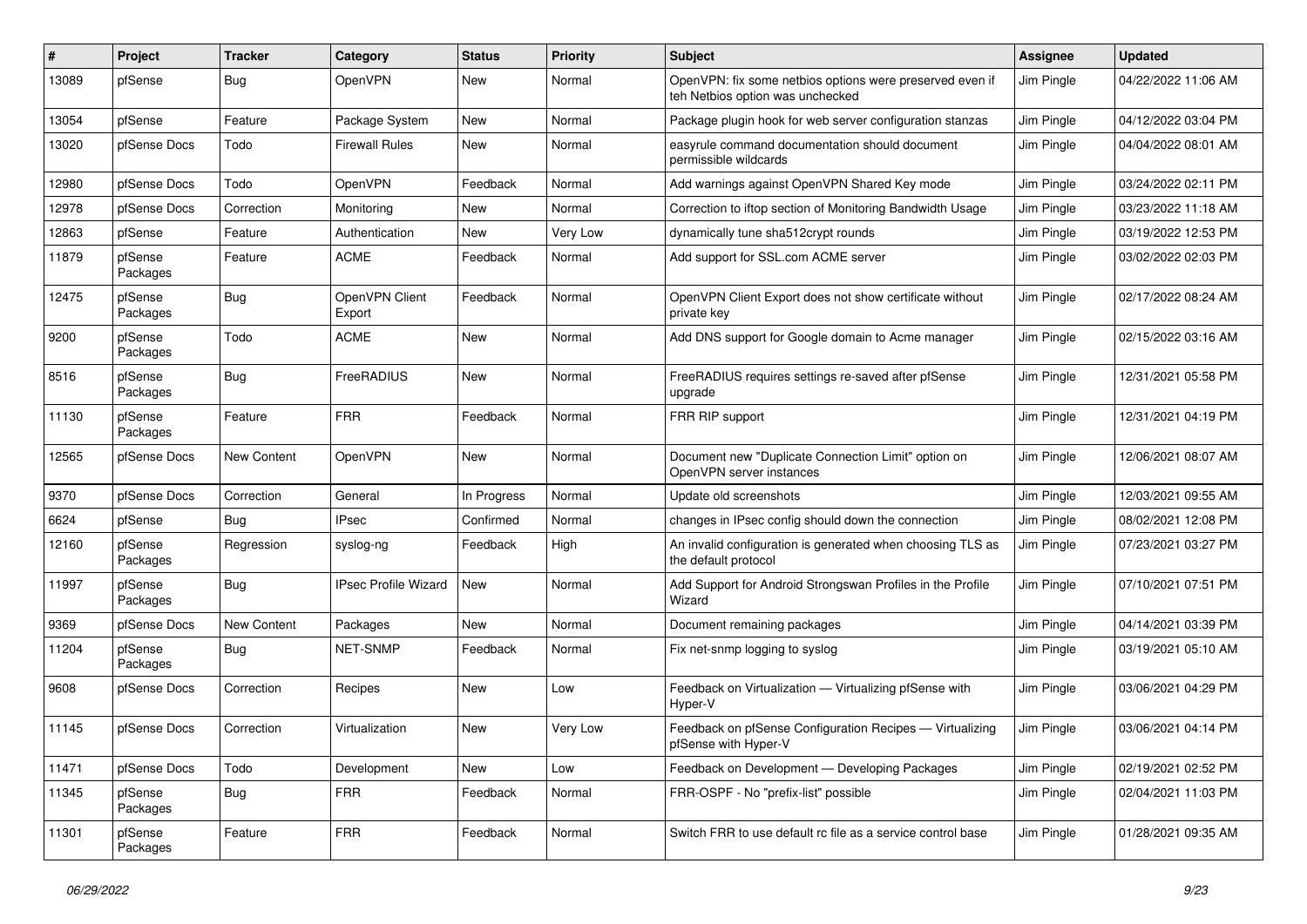| # | Project | Tracker | Category | Status | Priority | Subject | Assignee | Updated |
|---|---|---|---|---|---|---|---|---|
| 13089 | pfSense | Bug | OpenVPN | New | Normal | OpenVPN: fix some netbios options were preserved even if teh Netbios option was unchecked | Jim Pingle | 04/22/2022 11:06 AM |
| 13054 | pfSense | Feature | Package System | New | Normal | Package plugin hook for web server configuration stanzas | Jim Pingle | 04/12/2022 03:04 PM |
| 13020 | pfSense Docs | Todo | Firewall Rules | New | Normal | easyrule command documentation should document permissible wildcards | Jim Pingle | 04/04/2022 08:01 AM |
| 12980 | pfSense Docs | Todo | OpenVPN | Feedback | Normal | Add warnings against OpenVPN Shared Key mode | Jim Pingle | 03/24/2022 02:11 PM |
| 12978 | pfSense Docs | Correction | Monitoring | New | Normal | Correction to iftop section of Monitoring Bandwidth Usage | Jim Pingle | 03/23/2022 11:18 AM |
| 12863 | pfSense | Feature | Authentication | New | Very Low | dynamically tune sha512crypt rounds | Jim Pingle | 03/19/2022 12:53 PM |
| 11879 | pfSense Packages | Feature | ACME | Feedback | Normal | Add support for SSL.com ACME server | Jim Pingle | 03/02/2022 02:03 PM |
| 12475 | pfSense Packages | Bug | OpenVPN Client Export | Feedback | Normal | OpenVPN Client Export does not show certificate without private key | Jim Pingle | 02/17/2022 08:24 AM |
| 9200 | pfSense Packages | Todo | ACME | New | Normal | Add DNS support for Google domain to Acme manager | Jim Pingle | 02/15/2022 03:16 AM |
| 8516 | pfSense Packages | Bug | FreeRADIUS | New | Normal | FreeRADIUS requires settings re-saved after pfSense upgrade | Jim Pingle | 12/31/2021 05:58 PM |
| 11130 | pfSense Packages | Feature | FRR | Feedback | Normal | FRR RIP support | Jim Pingle | 12/31/2021 04:19 PM |
| 12565 | pfSense Docs | New Content | OpenVPN | New | Normal | Document new "Duplicate Connection Limit" option on OpenVPN server instances | Jim Pingle | 12/06/2021 08:07 AM |
| 9370 | pfSense Docs | Correction | General | In Progress | Normal | Update old screenshots | Jim Pingle | 12/03/2021 09:55 AM |
| 6624 | pfSense | Bug | IPsec | Confirmed | Normal | changes in IPsec config should down the connection | Jim Pingle | 08/02/2021 12:08 PM |
| 12160 | pfSense Packages | Regression | syslog-ng | Feedback | High | An invalid configuration is generated when choosing TLS as the default protocol | Jim Pingle | 07/23/2021 03:27 PM |
| 11997 | pfSense Packages | Bug | IPsec Profile Wizard | New | Normal | Add Support for Android Strongswan Profiles in the Profile Wizard | Jim Pingle | 07/10/2021 07:51 PM |
| 9369 | pfSense Docs | New Content | Packages | New | Normal | Document remaining packages | Jim Pingle | 04/14/2021 03:39 PM |
| 11204 | pfSense Packages | Bug | NET-SNMP | Feedback | Normal | Fix net-snmp logging to syslog | Jim Pingle | 03/19/2021 05:10 AM |
| 9608 | pfSense Docs | Correction | Recipes | New | Low | Feedback on Virtualization — Virtualizing pfSense with Hyper-V | Jim Pingle | 03/06/2021 04:29 PM |
| 11145 | pfSense Docs | Correction | Virtualization | New | Very Low | Feedback on pfSense Configuration Recipes — Virtualizing pfSense with Hyper-V | Jim Pingle | 03/06/2021 04:14 PM |
| 11471 | pfSense Docs | Todo | Development | New | Low | Feedback on Development — Developing Packages | Jim Pingle | 02/19/2021 02:52 PM |
| 11345 | pfSense Packages | Bug | FRR | Feedback | Normal | FRR-OSPF - No "prefix-list" possible | Jim Pingle | 02/04/2021 11:03 PM |
| 11301 | pfSense Packages | Feature | FRR | Feedback | Normal | Switch FRR to use default rc file as a service control base | Jim Pingle | 01/28/2021 09:35 AM |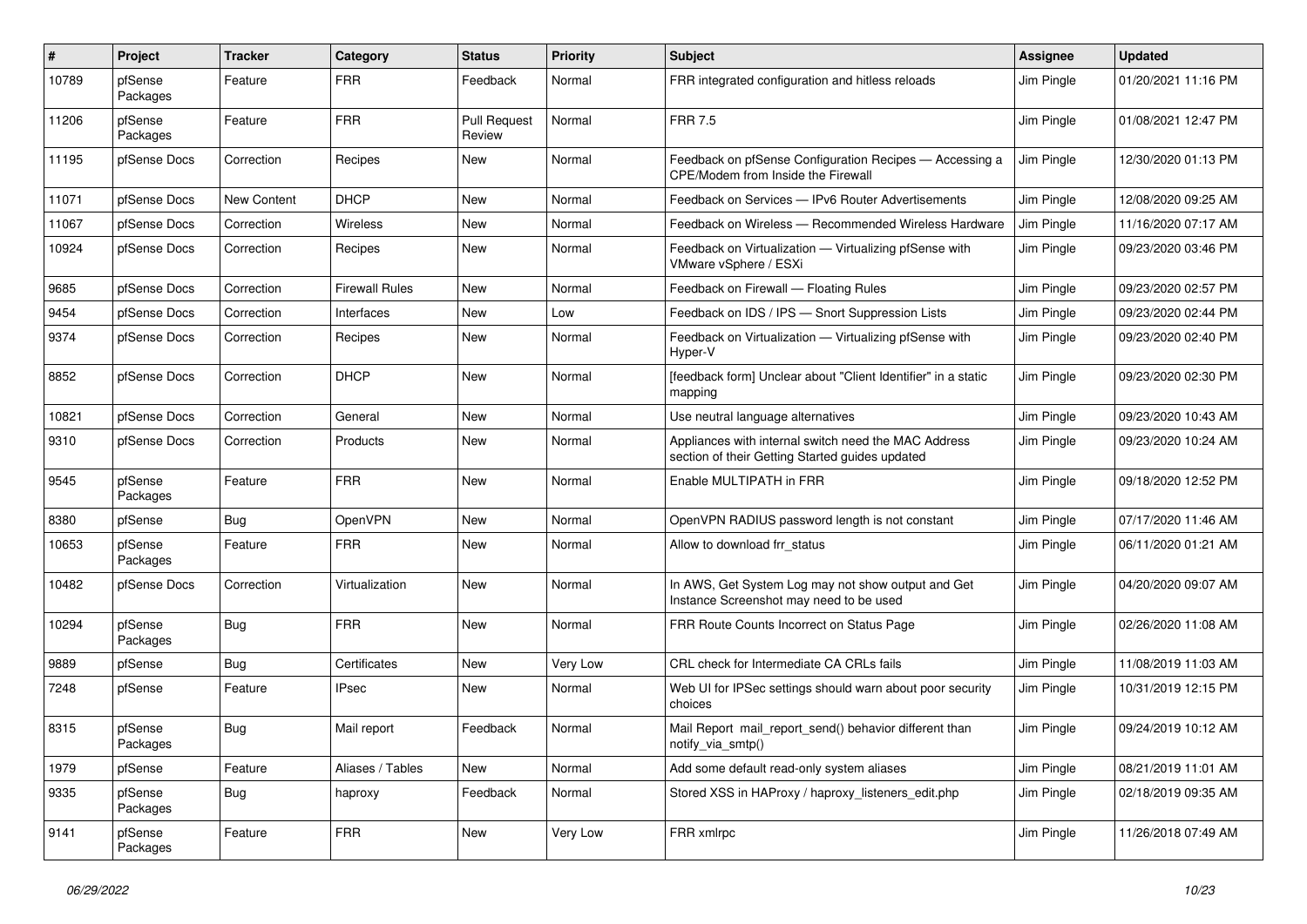| # | Project | Tracker | Category | Status | Priority | Subject | Assignee | Updated |
|---|---|---|---|---|---|---|---|---|
| 10789 | pfSense Packages | Feature | FRR | Feedback | Normal | FRR integrated configuration and hitless reloads | Jim Pingle | 01/20/2021 11:16 PM |
| 11206 | pfSense Packages | Feature | FRR | Pull Request Review | Normal | FRR 7.5 | Jim Pingle | 01/08/2021 12:47 PM |
| 11195 | pfSense Docs | Correction | Recipes | New | Normal | Feedback on pfSense Configuration Recipes — Accessing a CPE/Modem from Inside the Firewall | Jim Pingle | 12/30/2020 01:13 PM |
| 11071 | pfSense Docs | New Content | DHCP | New | Normal | Feedback on Services — IPv6 Router Advertisements | Jim Pingle | 12/08/2020 09:25 AM |
| 11067 | pfSense Docs | Correction | Wireless | New | Normal | Feedback on Wireless — Recommended Wireless Hardware | Jim Pingle | 11/16/2020 07:17 AM |
| 10924 | pfSense Docs | Correction | Recipes | New | Normal | Feedback on Virtualization — Virtualizing pfSense with VMware vSphere / ESXi | Jim Pingle | 09/23/2020 03:46 PM |
| 9685 | pfSense Docs | Correction | Firewall Rules | New | Normal | Feedback on Firewall — Floating Rules | Jim Pingle | 09/23/2020 02:57 PM |
| 9454 | pfSense Docs | Correction | Interfaces | New | Low | Feedback on IDS / IPS — Snort Suppression Lists | Jim Pingle | 09/23/2020 02:44 PM |
| 9374 | pfSense Docs | Correction | Recipes | New | Normal | Feedback on Virtualization — Virtualizing pfSense with Hyper-V | Jim Pingle | 09/23/2020 02:40 PM |
| 8852 | pfSense Docs | Correction | DHCP | New | Normal | [feedback form] Unclear about "Client Identifier" in a static mapping | Jim Pingle | 09/23/2020 02:30 PM |
| 10821 | pfSense Docs | Correction | General | New | Normal | Use neutral language alternatives | Jim Pingle | 09/23/2020 10:43 AM |
| 9310 | pfSense Docs | Correction | Products | New | Normal | Appliances with internal switch need the MAC Address section of their Getting Started guides updated | Jim Pingle | 09/23/2020 10:24 AM |
| 9545 | pfSense Packages | Feature | FRR | New | Normal | Enable MULTIPATH in FRR | Jim Pingle | 09/18/2020 12:52 PM |
| 8380 | pfSense | Bug | OpenVPN | New | Normal | OpenVPN RADIUS password length is not constant | Jim Pingle | 07/17/2020 11:46 AM |
| 10653 | pfSense Packages | Feature | FRR | New | Normal | Allow to download frr_status | Jim Pingle | 06/11/2020 01:21 AM |
| 10482 | pfSense Docs | Correction | Virtualization | New | Normal | In AWS, Get System Log may not show output and Get Instance Screenshot may need to be used | Jim Pingle | 04/20/2020 09:07 AM |
| 10294 | pfSense Packages | Bug | FRR | New | Normal | FRR Route Counts Incorrect on Status Page | Jim Pingle | 02/26/2020 11:08 AM |
| 9889 | pfSense | Bug | Certificates | New | Very Low | CRL check for Intermediate CA CRLs fails | Jim Pingle | 11/08/2019 11:03 AM |
| 7248 | pfSense | Feature | IPsec | New | Normal | Web UI for IPSec settings should warn about poor security choices | Jim Pingle | 10/31/2019 12:15 PM |
| 8315 | pfSense Packages | Bug | Mail report | Feedback | Normal | Mail Report mail_report_send() behavior different than notify_via_smtp() | Jim Pingle | 09/24/2019 10:12 AM |
| 1979 | pfSense | Feature | Aliases / Tables | New | Normal | Add some default read-only system aliases | Jim Pingle | 08/21/2019 11:01 AM |
| 9335 | pfSense Packages | Bug | haproxy | Feedback | Normal | Stored XSS in HAProxy / haproxy_listeners_edit.php | Jim Pingle | 02/18/2019 09:35 AM |
| 9141 | pfSense Packages | Feature | FRR | New | Very Low | FRR xmlrpc | Jim Pingle | 11/26/2018 07:49 AM |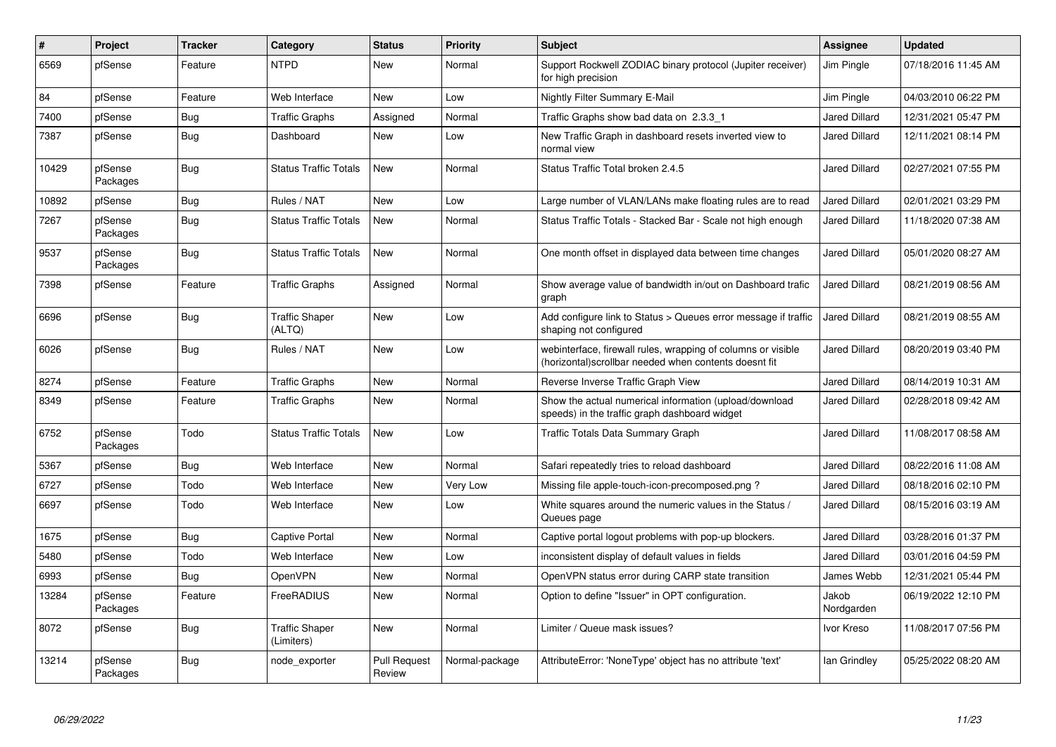| # | Project | Tracker | Category | Status | Priority | Subject | Assignee | Updated |
|---|---|---|---|---|---|---|---|---|
| 6569 | pfSense | Feature | NTPD | New | Normal | Support Rockwell ZODIAC binary protocol (Jupiter receiver) for high precision | Jim Pingle | 07/18/2016 11:45 AM |
| 84 | pfSense | Feature | Web Interface | New | Low | Nightly Filter Summary E-Mail | Jim Pingle | 04/03/2010 06:22 PM |
| 7400 | pfSense | Bug | Traffic Graphs | Assigned | Normal | Traffic Graphs show bad data on 2.3.3_1 | Jared Dillard | 12/31/2021 05:47 PM |
| 7387 | pfSense | Bug | Dashboard | New | Low | New Traffic Graph in dashboard resets inverted view to normal view | Jared Dillard | 12/11/2021 08:14 PM |
| 10429 | pfSense Packages | Bug | Status Traffic Totals | New | Normal | Status Traffic Total broken 2.4.5 | Jared Dillard | 02/27/2021 07:55 PM |
| 10892 | pfSense | Bug | Rules / NAT | New | Low | Large number of VLAN/LANs make floating rules are to read | Jared Dillard | 02/01/2021 03:29 PM |
| 7267 | pfSense Packages | Bug | Status Traffic Totals | New | Normal | Status Traffic Totals - Stacked Bar - Scale not high enough | Jared Dillard | 11/18/2020 07:38 AM |
| 9537 | pfSense Packages | Bug | Status Traffic Totals | New | Normal | One month offset in displayed data between time changes | Jared Dillard | 05/01/2020 08:27 AM |
| 7398 | pfSense | Feature | Traffic Graphs | Assigned | Normal | Show average value of bandwidth in/out on Dashboard trafic graph | Jared Dillard | 08/21/2019 08:56 AM |
| 6696 | pfSense | Bug | Traffic Shaper (ALTQ) | New | Low | Add configure link to Status > Queues error message if traffic shaping not configured | Jared Dillard | 08/21/2019 08:55 AM |
| 6026 | pfSense | Bug | Rules / NAT | New | Low | webinterface, firewall rules, wrapping of columns or visible (horizontal)scrollbar needed when contents doesnt fit | Jared Dillard | 08/20/2019 03:40 PM |
| 8274 | pfSense | Feature | Traffic Graphs | New | Normal | Reverse Inverse Traffic Graph View | Jared Dillard | 08/14/2019 10:31 AM |
| 8349 | pfSense | Feature | Traffic Graphs | New | Normal | Show the actual numerical information (upload/download speeds) in the traffic graph dashboard widget | Jared Dillard | 02/28/2018 09:42 AM |
| 6752 | pfSense Packages | Todo | Status Traffic Totals | New | Low | Traffic Totals Data Summary Graph | Jared Dillard | 11/08/2017 08:58 AM |
| 5367 | pfSense | Bug | Web Interface | New | Normal | Safari repeatedly tries to reload dashboard | Jared Dillard | 08/22/2016 11:08 AM |
| 6727 | pfSense | Todo | Web Interface | New | Very Low | Missing file apple-touch-icon-precomposed.png ? | Jared Dillard | 08/18/2016 02:10 PM |
| 6697 | pfSense | Todo | Web Interface | New | Low | White squares around the numeric values in the Status / Queues page | Jared Dillard | 08/15/2016 03:19 AM |
| 1675 | pfSense | Bug | Captive Portal | New | Normal | Captive portal logout problems with pop-up blockers. | Jared Dillard | 03/28/2016 01:37 PM |
| 5480 | pfSense | Todo | Web Interface | New | Low | inconsistent display of default values in fields | Jared Dillard | 03/01/2016 04:59 PM |
| 6993 | pfSense | Bug | OpenVPN | New | Normal | OpenVPN status error during CARP state transition | James Webb | 12/31/2021 05:44 PM |
| 13284 | pfSense Packages | Feature | FreeRADIUS | New | Normal | Option to define "Issuer" in OPT configuration. | Jakob Nordgarden | 06/19/2022 12:10 PM |
| 8072 | pfSense | Bug | Traffic Shaper (Limiters) | New | Normal | Limiter / Queue mask issues? | Ivor Kreso | 11/08/2017 07:56 PM |
| 13214 | pfSense Packages | Bug | node_exporter | Pull Request Review | Normal-package | AttributeError: 'NoneType' object has no attribute 'text' | Ian Grindley | 05/25/2022 08:20 AM |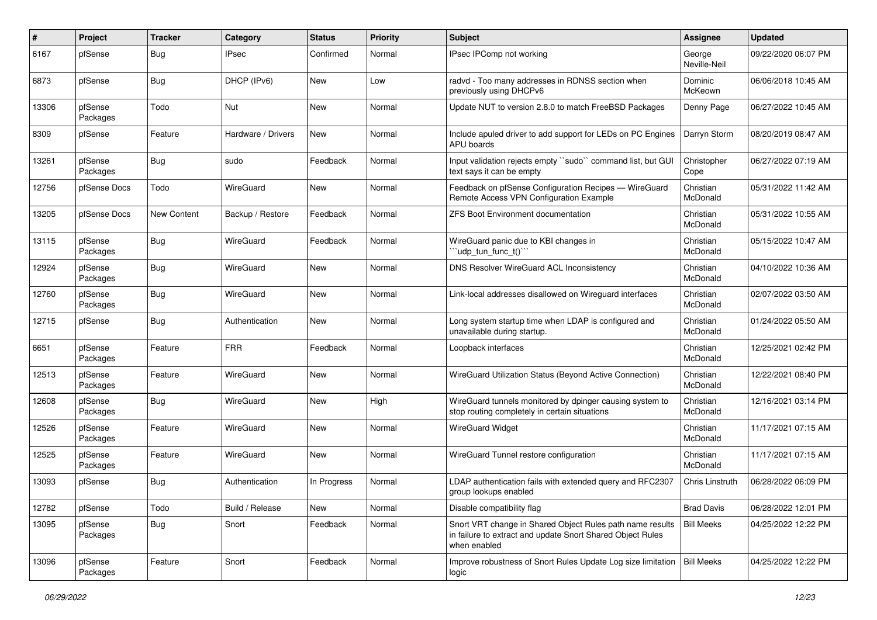| # | Project | Tracker | Category | Status | Priority | Subject | Assignee | Updated |
|---|---|---|---|---|---|---|---|---|
| 6167 | pfSense | Bug | IPsec | Confirmed | Normal | IPsec IPComp not working | George Neville-Neil | 09/22/2020 06:07 PM |
| 6873 | pfSense | Bug | DHCP (IPv6) | New | Low | radvd - Too many addresses in RDNSS section when previously using DHCPv6 | Dominic McKeown | 06/06/2018 10:45 AM |
| 13306 | pfSense Packages | Todo | Nut | New | Normal | Update NUT to version 2.8.0 to match FreeBSD Packages | Denny Page | 06/27/2022 10:45 AM |
| 8309 | pfSense | Feature | Hardware / Drivers | New | Normal | Include apuled driver to add support for LEDs on PC Engines APU boards | Darryn Storm | 08/20/2019 08:47 AM |
| 13261 | pfSense Packages | Bug | sudo | Feedback | Normal | Input validation rejects empty ``sudo`` command list, but GUI text says it can be empty | Christopher Cope | 06/27/2022 07:19 AM |
| 12756 | pfSense Docs | Todo | WireGuard | New | Normal | Feedback on pfSense Configuration Recipes — WireGuard Remote Access VPN Configuration Example | Christian McDonald | 05/31/2022 11:42 AM |
| 13205 | pfSense Docs | New Content | Backup / Restore | Feedback | Normal | ZFS Boot Environment documentation | Christian McDonald | 05/31/2022 10:55 AM |
| 13115 | pfSense Packages | Bug | WireGuard | Feedback | Normal | WireGuard panic due to KBI changes in ```udp_tun_func_t()``` | Christian McDonald | 05/15/2022 10:47 AM |
| 12924 | pfSense Packages | Bug | WireGuard | New | Normal | DNS Resolver WireGuard ACL Inconsistency | Christian McDonald | 04/10/2022 10:36 AM |
| 12760 | pfSense Packages | Bug | WireGuard | New | Normal | Link-local addresses disallowed on Wireguard interfaces | Christian McDonald | 02/07/2022 03:50 AM |
| 12715 | pfSense | Bug | Authentication | New | Normal | Long system startup time when LDAP is configured and unavailable during startup. | Christian McDonald | 01/24/2022 05:50 AM |
| 6651 | pfSense Packages | Feature | FRR | Feedback | Normal | Loopback interfaces | Christian McDonald | 12/25/2021 02:42 PM |
| 12513 | pfSense Packages | Feature | WireGuard | New | Normal | WireGuard Utilization Status (Beyond Active Connection) | Christian McDonald | 12/22/2021 08:40 PM |
| 12608 | pfSense Packages | Bug | WireGuard | New | High | WireGuard tunnels monitored by dpinger causing system to stop routing completely in certain situations | Christian McDonald | 12/16/2021 03:14 PM |
| 12526 | pfSense Packages | Feature | WireGuard | New | Normal | WireGuard Widget | Christian McDonald | 11/17/2021 07:15 AM |
| 12525 | pfSense Packages | Feature | WireGuard | New | Normal | WireGuard Tunnel restore configuration | Christian McDonald | 11/17/2021 07:15 AM |
| 13093 | pfSense | Bug | Authentication | In Progress | Normal | LDAP authentication fails with extended query and RFC2307 group lookups enabled | Chris Linstruth | 06/28/2022 06:09 PM |
| 12782 | pfSense | Todo | Build / Release | New | Normal | Disable compatibility flag | Brad Davis | 06/28/2022 12:01 PM |
| 13095 | pfSense Packages | Bug | Snort | Feedback | Normal | Snort VRT change in Shared Object Rules path name results in failure to extract and update Snort Shared Object Rules when enabled | Bill Meeks | 04/25/2022 12:22 PM |
| 13096 | pfSense Packages | Feature | Snort | Feedback | Normal | Improve robustness of Snort Rules Update Log size limitation logic | Bill Meeks | 04/25/2022 12:22 PM |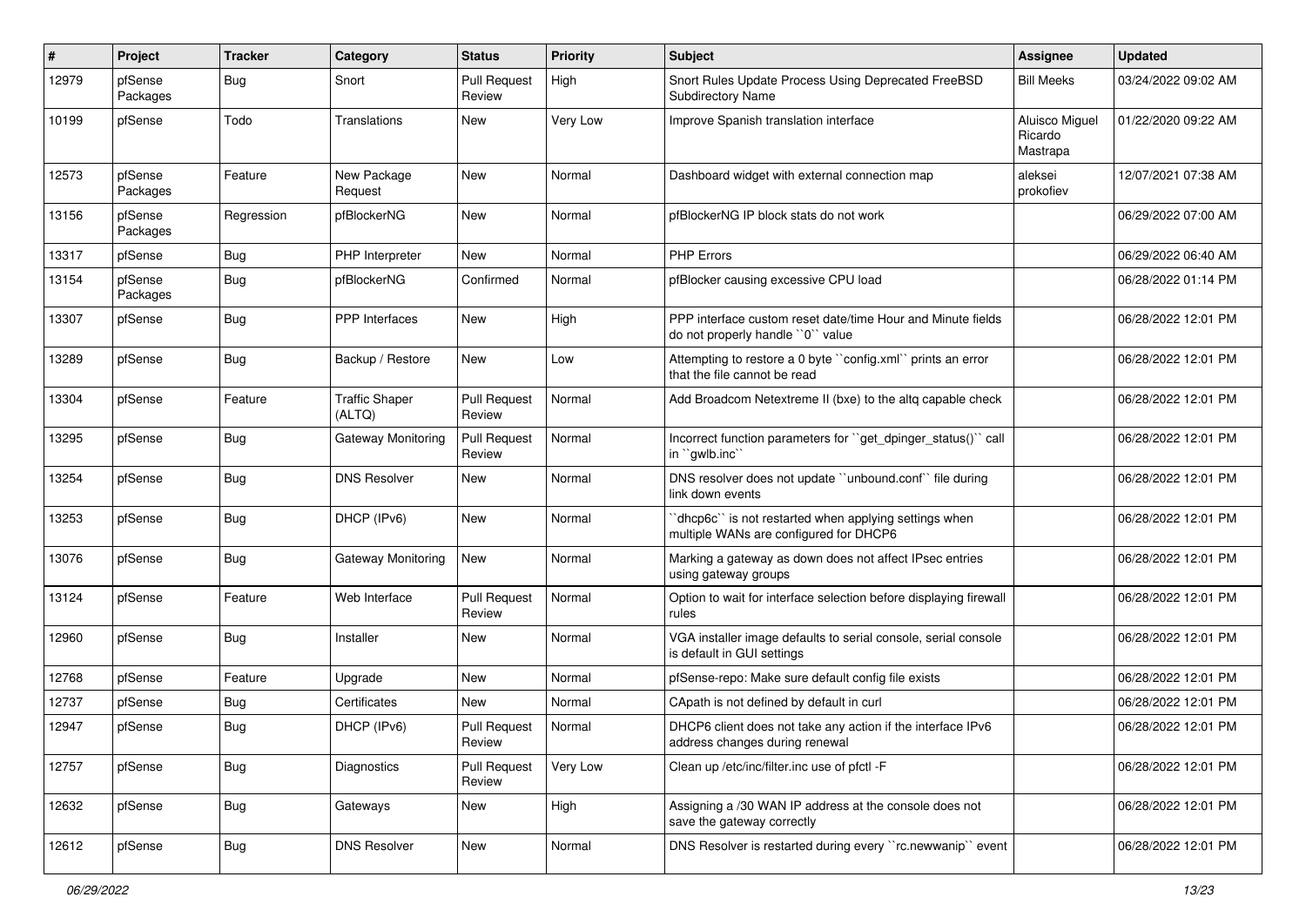| # | Project | Tracker | Category | Status | Priority | Subject | Assignee | Updated |
|---|---|---|---|---|---|---|---|---|
| 12979 | pfSense Packages | Bug | Snort | Pull Request Review | High | Snort Rules Update Process Using Deprecated FreeBSD Subdirectory Name | Bill Meeks | 03/24/2022 09:02 AM |
| 10199 | pfSense | Todo | Translations | New | Very Low | Improve Spanish translation interface | Aluisco Miguel Ricardo Mastrapa | 01/22/2020 09:22 AM |
| 12573 | pfSense Packages | Feature | New Package Request | New | Normal | Dashboard widget with external connection map | aleksei prokofiev | 12/07/2021 07:38 AM |
| 13156 | pfSense Packages | Regression | pfBlockerNG | New | Normal | pfBlockerNG IP block stats do not work | | 06/29/2022 07:00 AM |
| 13317 | pfSense | Bug | PHP Interpreter | New | Normal | PHP Errors | | 06/29/2022 06:40 AM |
| 13154 | pfSense Packages | Bug | pfBlockerNG | Confirmed | Normal | pfBlocker causing excessive CPU load | | 06/28/2022 01:14 PM |
| 13307 | pfSense | Bug | PPP Interfaces | New | High | PPP interface custom reset date/time Hour and Minute fields do not properly handle ``0`` value | | 06/28/2022 12:01 PM |
| 13289 | pfSense | Bug | Backup / Restore | New | Low | Attempting to restore a 0 byte ``config.xml`` prints an error that the file cannot be read | | 06/28/2022 12:01 PM |
| 13304 | pfSense | Feature | Traffic Shaper (ALTQ) | Pull Request Review | Normal | Add Broadcom Netextreme II (bxe) to the altq capable check | | 06/28/2022 12:01 PM |
| 13295 | pfSense | Bug | Gateway Monitoring | Pull Request Review | Normal | Incorrect function parameters for ``get_dpinger_status()`` call in ``gwlb.inc`` | | 06/28/2022 12:01 PM |
| 13254 | pfSense | Bug | DNS Resolver | New | Normal | DNS resolver does not update ``unbound.conf`` file during link down events | | 06/28/2022 12:01 PM |
| 13253 | pfSense | Bug | DHCP (IPv6) | New | Normal | ``dhcp6c`` is not restarted when applying settings when multiple WANs are configured for DHCP6 | | 06/28/2022 12:01 PM |
| 13076 | pfSense | Bug | Gateway Monitoring | New | Normal | Marking a gateway as down does not affect IPsec entries using gateway groups | | 06/28/2022 12:01 PM |
| 13124 | pfSense | Feature | Web Interface | Pull Request Review | Normal | Option to wait for interface selection before displaying firewall rules | | 06/28/2022 12:01 PM |
| 12960 | pfSense | Bug | Installer | New | Normal | VGA installer image defaults to serial console, serial console is default in GUI settings | | 06/28/2022 12:01 PM |
| 12768 | pfSense | Feature | Upgrade | New | Normal | pfSense-repo: Make sure default config file exists | | 06/28/2022 12:01 PM |
| 12737 | pfSense | Bug | Certificates | New | Normal | CApath is not defined by default in curl | | 06/28/2022 12:01 PM |
| 12947 | pfSense | Bug | DHCP (IPv6) | Pull Request Review | Normal | DHCP6 client does not take any action if the interface IPv6 address changes during renewal | | 06/28/2022 12:01 PM |
| 12757 | pfSense | Bug | Diagnostics | Pull Request Review | Very Low | Clean up /etc/inc/filter.inc use of pfctl -F | | 06/28/2022 12:01 PM |
| 12632 | pfSense | Bug | Gateways | New | High | Assigning a /30 WAN IP address at the console does not save the gateway correctly | | 06/28/2022 12:01 PM |
| 12612 | pfSense | Bug | DNS Resolver | New | Normal | DNS Resolver is restarted during every ``rc.newwanip`` event | | 06/28/2022 12:01 PM |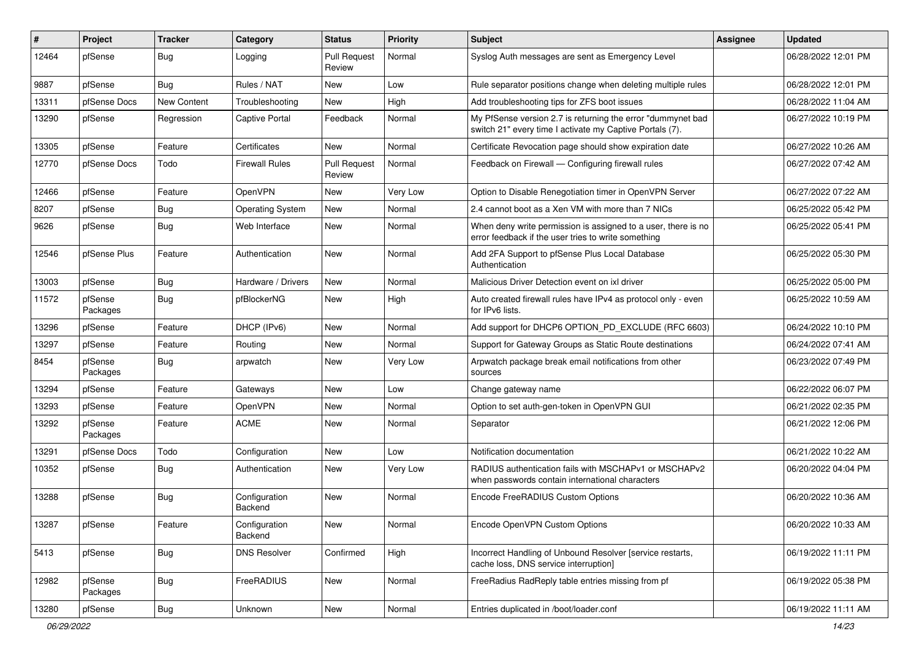| # | Project | Tracker | Category | Status | Priority | Subject | Assignee | Updated |
|---|---|---|---|---|---|---|---|---|
| 12464 | pfSense | Bug | Logging | Pull Request Review | Normal | Syslog Auth messages are sent as Emergency Level | | 06/28/2022 12:01 PM |
| 9887 | pfSense | Bug | Rules / NAT | New | Low | Rule separator positions change when deleting multiple rules | | 06/28/2022 12:01 PM |
| 13311 | pfSense Docs | New Content | Troubleshooting | New | High | Add troubleshooting tips for ZFS boot issues | | 06/28/2022 11:04 AM |
| 13290 | pfSense | Regression | Captive Portal | Feedback | Normal | My PfSense version 2.7 is returning the error "dummynet bad switch 21" every time I activate my Captive Portals (7). | | 06/27/2022 10:19 PM |
| 13305 | pfSense | Feature | Certificates | New | Normal | Certificate Revocation page should show expiration date | | 06/27/2022 10:26 AM |
| 12770 | pfSense Docs | Todo | Firewall Rules | Pull Request Review | Normal | Feedback on Firewall — Configuring firewall rules | | 06/27/2022 07:42 AM |
| 12466 | pfSense | Feature | OpenVPN | New | Very Low | Option to Disable Renegotiation timer in OpenVPN Server | | 06/27/2022 07:22 AM |
| 8207 | pfSense | Bug | Operating System | New | Normal | 2.4 cannot boot as a Xen VM with more than 7 NICs | | 06/25/2022 05:42 PM |
| 9626 | pfSense | Bug | Web Interface | New | Normal | When deny write permission is assigned to a user, there is no error feedback if the user tries to write something | | 06/25/2022 05:41 PM |
| 12546 | pfSense Plus | Feature | Authentication | New | Normal | Add 2FA Support to pfSense Plus Local Database Authentication | | 06/25/2022 05:30 PM |
| 13003 | pfSense | Bug | Hardware / Drivers | New | Normal | Malicious Driver Detection event on ixl driver | | 06/25/2022 05:00 PM |
| 11572 | pfSense Packages | Bug | pfBlockerNG | New | High | Auto created firewall rules have IPv4 as protocol only - even for IPv6 lists. | | 06/25/2022 10:59 AM |
| 13296 | pfSense | Feature | DHCP (IPv6) | New | Normal | Add support for DHCP6 OPTION_PD_EXCLUDE (RFC 6603) | | 06/24/2022 10:10 PM |
| 13297 | pfSense | Feature | Routing | New | Normal | Support for Gateway Groups as Static Route destinations | | 06/24/2022 07:41 AM |
| 8454 | pfSense Packages | Bug | arpwatch | New | Very Low | Arpwatch package break email notifications from other sources | | 06/23/2022 07:49 PM |
| 13294 | pfSense | Feature | Gateways | New | Low | Change gateway name | | 06/22/2022 06:07 PM |
| 13293 | pfSense | Feature | OpenVPN | New | Normal | Option to set auth-gen-token in OpenVPN GUI | | 06/21/2022 02:35 PM |
| 13292 | pfSense Packages | Feature | ACME | New | Normal | Separator | | 06/21/2022 12:06 PM |
| 13291 | pfSense Docs | Todo | Configuration | New | Low | Notification documentation | | 06/21/2022 10:22 AM |
| 10352 | pfSense | Bug | Authentication | New | Very Low | RADIUS authentication fails with MSCHAPv1 or MSCHAPv2 when passwords contain international characters | | 06/20/2022 04:04 PM |
| 13288 | pfSense | Bug | Configuration Backend | New | Normal | Encode FreeRADIUS Custom Options | | 06/20/2022 10:36 AM |
| 13287 | pfSense | Feature | Configuration Backend | New | Normal | Encode OpenVPN Custom Options | | 06/20/2022 10:33 AM |
| 5413 | pfSense | Bug | DNS Resolver | Confirmed | High | Incorrect Handling of Unbound Resolver [service restarts, cache loss, DNS service interruption] | | 06/19/2022 11:11 PM |
| 12982 | pfSense Packages | Bug | FreeRADIUS | New | Normal | FreeRadius RadReply table entries missing from pf | | 06/19/2022 05:38 PM |
| 13280 | pfSense | Bug | Unknown | New | Normal | Entries duplicated in /boot/loader.conf | | 06/19/2022 11:11 AM |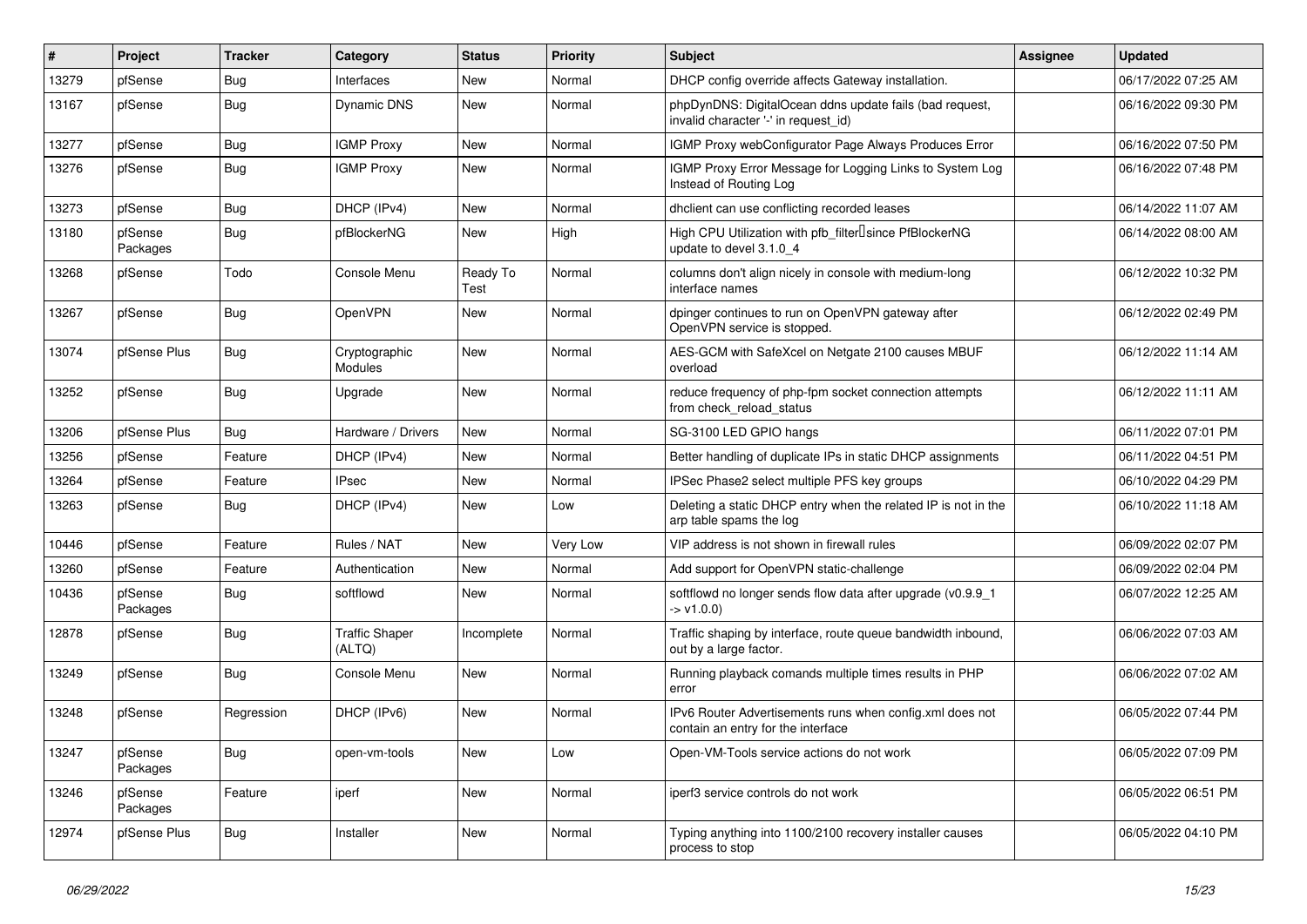| # | Project | Tracker | Category | Status | Priority | Subject | Assignee | Updated |
|---|---|---|---|---|---|---|---|---|
| 13279 | pfSense | Bug | Interfaces | New | Normal | DHCP config override affects Gateway installation. | | 06/17/2022 07:25 AM |
| 13167 | pfSense | Bug | Dynamic DNS | New | Normal | phpDynDNS: DigitalOcean ddns update fails (bad request, invalid character '-' in request_id) | | 06/16/2022 09:30 PM |
| 13277 | pfSense | Bug | IGMP Proxy | New | Normal | IGMP Proxy webConfigurator Page Always Produces Error | | 06/16/2022 07:50 PM |
| 13276 | pfSense | Bug | IGMP Proxy | New | Normal | IGMP Proxy Error Message for Logging Links to System Log Instead of Routing Log | | 06/16/2022 07:48 PM |
| 13273 | pfSense | Bug | DHCP (IPv4) | New | Normal | dhclient can use conflicting recorded leases | | 06/14/2022 11:07 AM |
| 13180 | pfSense Packages | Bug | pfBlockerNG | New | High | High CPU Utilization with pfb_filter since PfBlockerNG update to devel 3.1.0_4 | | 06/14/2022 08:00 AM |
| 13268 | pfSense | Todo | Console Menu | Ready To Test | Normal | columns don't align nicely in console with medium-long interface names | | 06/12/2022 10:32 PM |
| 13267 | pfSense | Bug | OpenVPN | New | Normal | dpinger continues to run on OpenVPN gateway after OpenVPN service is stopped. | | 06/12/2022 02:49 PM |
| 13074 | pfSense Plus | Bug | Cryptographic Modules | New | Normal | AES-GCM with SafeXcel on Netgate 2100 causes MBUF overload | | 06/12/2022 11:14 AM |
| 13252 | pfSense | Bug | Upgrade | New | Normal | reduce frequency of php-fpm socket connection attempts from check_reload_status | | 06/12/2022 11:11 AM |
| 13206 | pfSense Plus | Bug | Hardware / Drivers | New | Normal | SG-3100 LED GPIO hangs | | 06/11/2022 07:01 PM |
| 13256 | pfSense | Feature | DHCP (IPv4) | New | Normal | Better handling of duplicate IPs in static DHCP assignments | | 06/11/2022 04:51 PM |
| 13264 | pfSense | Feature | IPsec | New | Normal | IPSec Phase2 select multiple PFS key groups | | 06/10/2022 04:29 PM |
| 13263 | pfSense | Bug | DHCP (IPv4) | New | Low | Deleting a static DHCP entry when the related IP is not in the arp table spams the log | | 06/10/2022 11:18 AM |
| 10446 | pfSense | Feature | Rules / NAT | New | Very Low | VIP address is not shown in firewall rules | | 06/09/2022 02:07 PM |
| 13260 | pfSense | Feature | Authentication | New | Normal | Add support for OpenVPN static-challenge | | 06/09/2022 02:04 PM |
| 10436 | pfSense Packages | Bug | softflowd | New | Normal | softflowd no longer sends flow data after upgrade (v0.9.9_1 -> v1.0.0) | | 06/07/2022 12:25 AM |
| 12878 | pfSense | Bug | Traffic Shaper (ALTQ) | Incomplete | Normal | Traffic shaping by interface, route queue bandwidth inbound, out by a large factor. | | 06/06/2022 07:03 AM |
| 13249 | pfSense | Bug | Console Menu | New | Normal | Running playback comands multiple times results in PHP error | | 06/06/2022 07:02 AM |
| 13248 | pfSense | Regression | DHCP (IPv6) | New | Normal | IPv6 Router Advertisements runs when config.xml does not contain an entry for the interface | | 06/05/2022 07:44 PM |
| 13247 | pfSense Packages | Bug | open-vm-tools | New | Low | Open-VM-Tools service actions do not work | | 06/05/2022 07:09 PM |
| 13246 | pfSense Packages | Feature | iperf | New | Normal | iperf3 service controls do not work | | 06/05/2022 06:51 PM |
| 12974 | pfSense Plus | Bug | Installer | New | Normal | Typing anything into 1100/2100 recovery installer causes process to stop | | 06/05/2022 04:10 PM |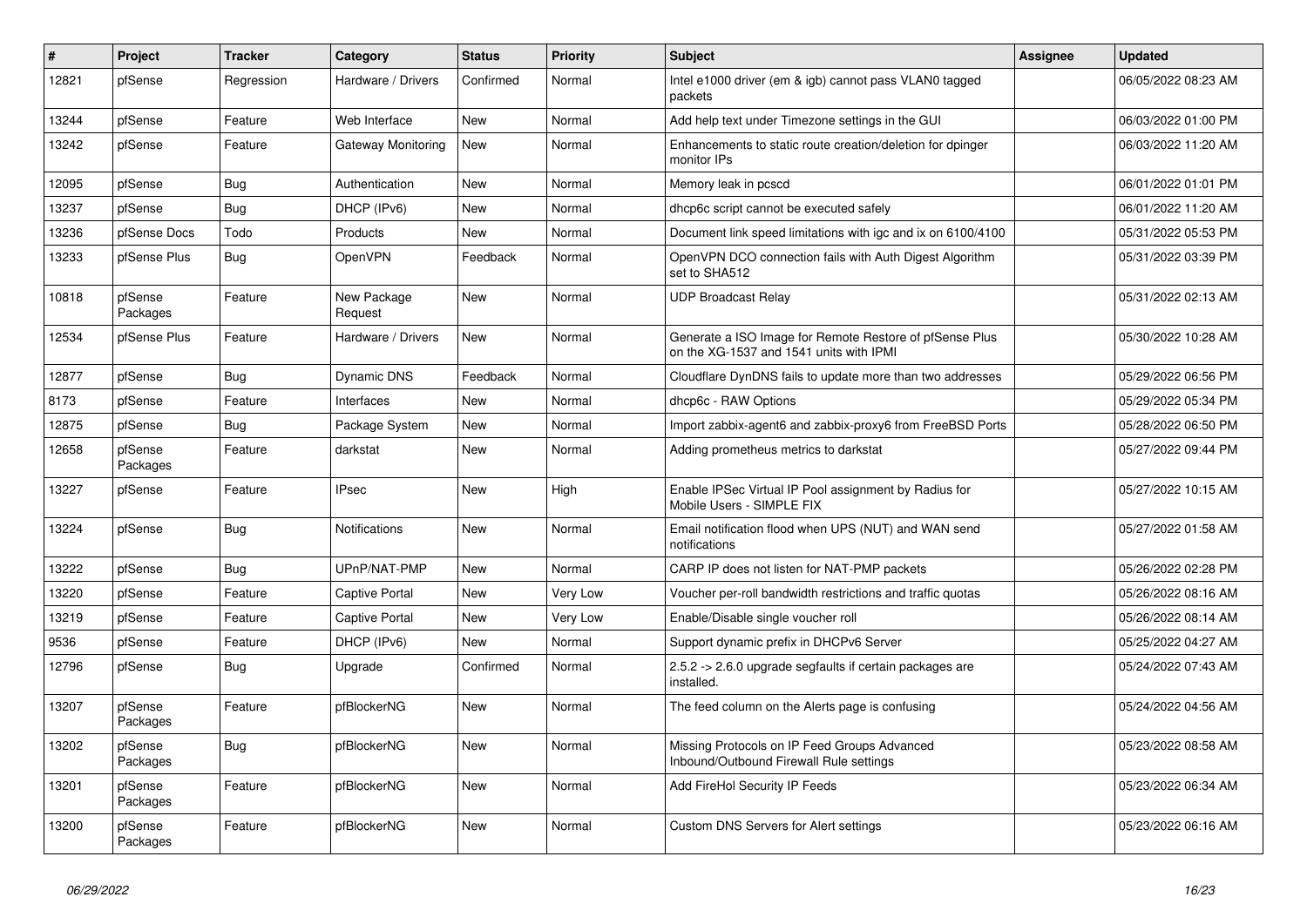| # | Project | Tracker | Category | Status | Priority | Subject | Assignee | Updated |
|---|---|---|---|---|---|---|---|---|
| 12821 | pfSense | Regression | Hardware / Drivers | Confirmed | Normal | Intel e1000 driver (em & igb) cannot pass VLAN0 tagged packets | | 06/05/2022 08:23 AM |
| 13244 | pfSense | Feature | Web Interface | New | Normal | Add help text under Timezone settings in the GUI | | 06/03/2022 01:00 PM |
| 13242 | pfSense | Feature | Gateway Monitoring | New | Normal | Enhancements to static route creation/deletion for dpinger monitor IPs | | 06/03/2022 11:20 AM |
| 12095 | pfSense | Bug | Authentication | New | Normal | Memory leak in pcscd | | 06/01/2022 01:01 PM |
| 13237 | pfSense | Bug | DHCP (IPv6) | New | Normal | dhcp6c script cannot be executed safely | | 06/01/2022 11:20 AM |
| 13236 | pfSense Docs | Todo | Products | New | Normal | Document link speed limitations with igc and ix on 6100/4100 | | 05/31/2022 05:53 PM |
| 13233 | pfSense Plus | Bug | OpenVPN | Feedback | Normal | OpenVPN DCO connection fails with Auth Digest Algorithm set to SHA512 | | 05/31/2022 03:39 PM |
| 10818 | pfSense Packages | Feature | New Package Request | New | Normal | UDP Broadcast Relay | | 05/31/2022 02:13 AM |
| 12534 | pfSense Plus | Feature | Hardware / Drivers | New | Normal | Generate a ISO Image for Remote Restore of pfSense Plus on the XG-1537 and 1541 units with IPMI | | 05/30/2022 10:28 AM |
| 12877 | pfSense | Bug | Dynamic DNS | Feedback | Normal | Cloudflare DynDNS fails to update more than two addresses | | 05/29/2022 06:56 PM |
| 8173 | pfSense | Feature | Interfaces | New | Normal | dhcp6c - RAW Options | | 05/29/2022 05:34 PM |
| 12875 | pfSense | Bug | Package System | New | Normal | Import zabbix-agent6 and zabbix-proxy6 from FreeBSD Ports | | 05/28/2022 06:50 PM |
| 12658 | pfSense Packages | Feature | darkstat | New | Normal | Adding prometheus metrics to darkstat | | 05/27/2022 09:44 PM |
| 13227 | pfSense | Feature | IPsec | New | High | Enable IPSec Virtual IP Pool assignment by Radius for Mobile Users - SIMPLE FIX | | 05/27/2022 10:15 AM |
| 13224 | pfSense | Bug | Notifications | New | Normal | Email notification flood when UPS (NUT) and WAN send notifications | | 05/27/2022 01:58 AM |
| 13222 | pfSense | Bug | UPnP/NAT-PMP | New | Normal | CARP IP does not listen for NAT-PMP packets | | 05/26/2022 02:28 PM |
| 13220 | pfSense | Feature | Captive Portal | New | Very Low | Voucher per-roll bandwidth restrictions and traffic quotas | | 05/26/2022 08:16 AM |
| 13219 | pfSense | Feature | Captive Portal | New | Very Low | Enable/Disable single voucher roll | | 05/26/2022 08:14 AM |
| 9536 | pfSense | Feature | DHCP (IPv6) | New | Normal | Support dynamic prefix in DHCPv6 Server | | 05/25/2022 04:27 AM |
| 12796 | pfSense | Bug | Upgrade | Confirmed | Normal | 2.5.2 -> 2.6.0 upgrade segfaults if certain packages are installed. | | 05/24/2022 07:43 AM |
| 13207 | pfSense Packages | Feature | pfBlockerNG | New | Normal | The feed column on the Alerts page is confusing | | 05/24/2022 04:56 AM |
| 13202 | pfSense Packages | Bug | pfBlockerNG | New | Normal | Missing Protocols on IP Feed Groups Advanced Inbound/Outbound Firewall Rule settings | | 05/23/2022 08:58 AM |
| 13201 | pfSense Packages | Feature | pfBlockerNG | New | Normal | Add FireHol Security IP Feeds | | 05/23/2022 06:34 AM |
| 13200 | pfSense Packages | Feature | pfBlockerNG | New | Normal | Custom DNS Servers for Alert settings | | 05/23/2022 06:16 AM |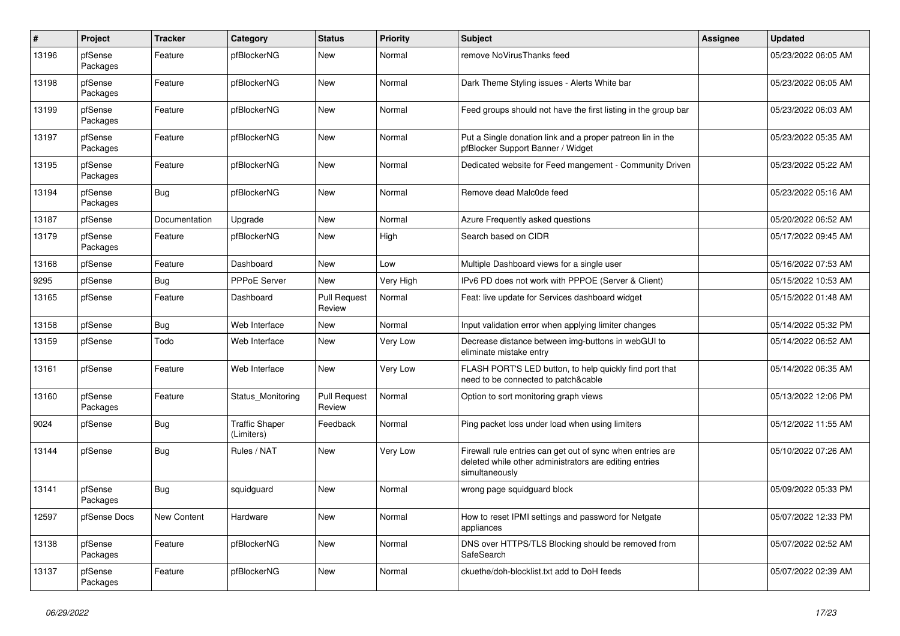| # | Project | Tracker | Category | Status | Priority | Subject | Assignee | Updated |
|---|---|---|---|---|---|---|---|---|
| 13196 | pfSense Packages | Feature | pfBlockerNG | New | Normal | remove NoVirusThanks feed | | 05/23/2022 06:05 AM |
| 13198 | pfSense Packages | Feature | pfBlockerNG | New | Normal | Dark Theme Styling issues - Alerts White bar | | 05/23/2022 06:05 AM |
| 13199 | pfSense Packages | Feature | pfBlockerNG | New | Normal | Feed groups should not have the first listing in the group bar | | 05/23/2022 06:03 AM |
| 13197 | pfSense Packages | Feature | pfBlockerNG | New | Normal | Put a Single donation link and a proper patreon lin in the pfBlocker Support Banner / Widget | | 05/23/2022 05:35 AM |
| 13195 | pfSense Packages | Feature | pfBlockerNG | New | Normal | Dedicated website for Feed mangement - Community Driven | | 05/23/2022 05:22 AM |
| 13194 | pfSense Packages | Bug | pfBlockerNG | New | Normal | Remove dead Malc0de feed | | 05/23/2022 05:16 AM |
| 13187 | pfSense | Documentation | Upgrade | New | Normal | Azure Frequently asked questions | | 05/20/2022 06:52 AM |
| 13179 | pfSense Packages | Feature | pfBlockerNG | New | High | Search based on CIDR | | 05/17/2022 09:45 AM |
| 13168 | pfSense | Feature | Dashboard | New | Low | Multiple Dashboard views for a single user | | 05/16/2022 07:53 AM |
| 9295 | pfSense | Bug | PPPoE Server | New | Very High | IPv6 PD does not work with PPPOE (Server & Client) | | 05/15/2022 10:53 AM |
| 13165 | pfSense | Feature | Dashboard | Pull Request Review | Normal | Feat: live update for Services dashboard widget | | 05/15/2022 01:48 AM |
| 13158 | pfSense | Bug | Web Interface | New | Normal | Input validation error when applying limiter changes | | 05/14/2022 05:32 PM |
| 13159 | pfSense | Todo | Web Interface | New | Very Low | Decrease distance between img-buttons in webGUI to eliminate mistake entry | | 05/14/2022 06:52 AM |
| 13161 | pfSense | Feature | Web Interface | New | Very Low | FLASH PORT'S LED button, to help quickly find port that need to be connected to patch&cable | | 05/14/2022 06:35 AM |
| 13160 | pfSense Packages | Feature | Status_Monitoring | Pull Request Review | Normal | Option to sort monitoring graph views | | 05/13/2022 12:06 PM |
| 9024 | pfSense | Bug | Traffic Shaper (Limiters) | Feedback | Normal | Ping packet loss under load when using limiters | | 05/12/2022 11:55 AM |
| 13144 | pfSense | Bug | Rules / NAT | New | Very Low | Firewall rule entries can get out of sync when entries are deleted while other administrators are editing entries simultaneously | | 05/10/2022 07:26 AM |
| 13141 | pfSense Packages | Bug | squidguard | New | Normal | wrong page squidguard block | | 05/09/2022 05:33 PM |
| 12597 | pfSense Docs | New Content | Hardware | New | Normal | How to reset IPMI settings and password for Netgate appliances | | 05/07/2022 12:33 PM |
| 13138 | pfSense Packages | Feature | pfBlockerNG | New | Normal | DNS over HTTPS/TLS Blocking should be removed from SafeSearch | | 05/07/2022 02:52 AM |
| 13137 | pfSense Packages | Feature | pfBlockerNG | New | Normal | ckuethe/doh-blocklist.txt add to DoH feeds | | 05/07/2022 02:39 AM |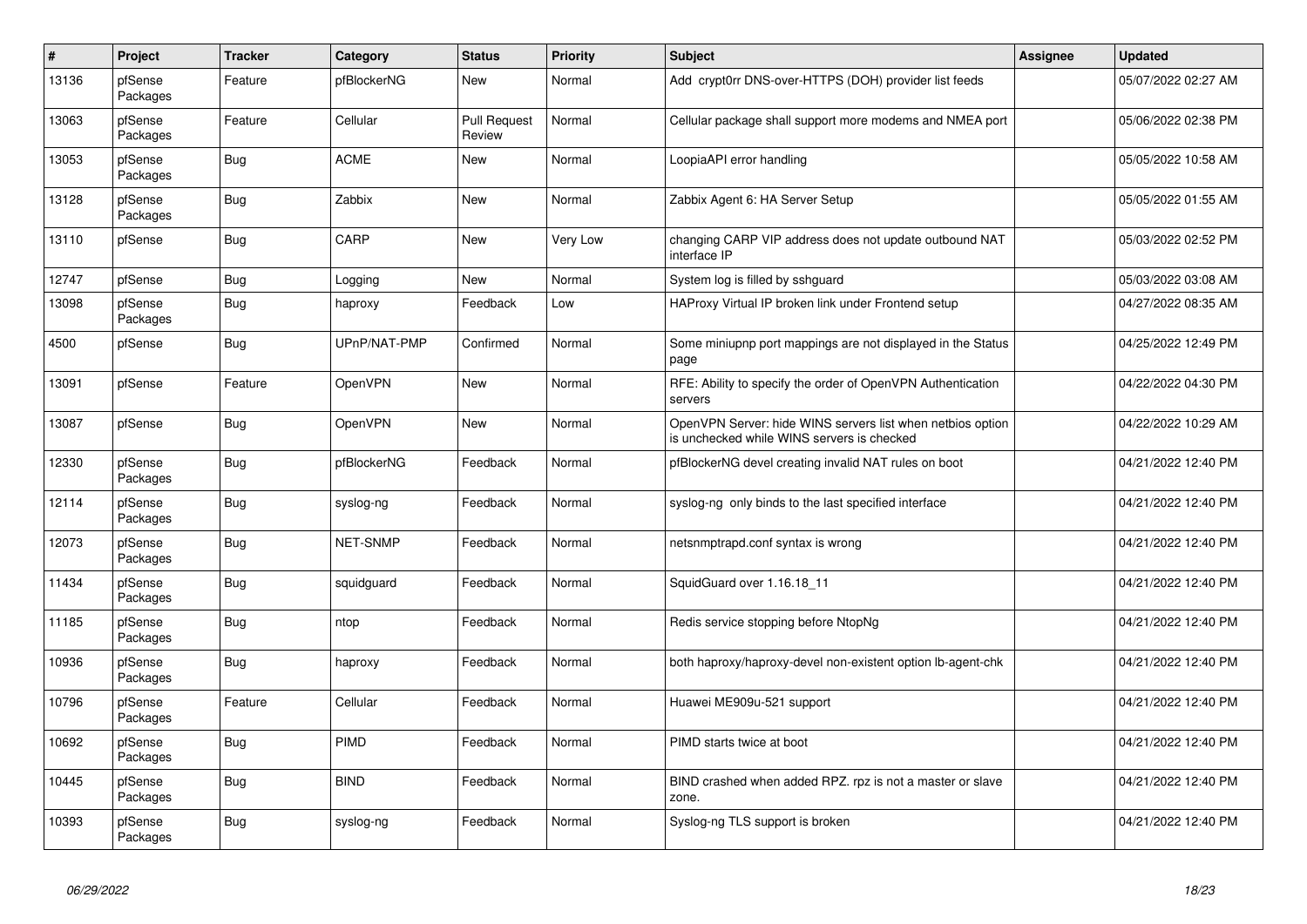| # | Project | Tracker | Category | Status | Priority | Subject | Assignee | Updated |
|---|---|---|---|---|---|---|---|---|
| 13136 | pfSense Packages | Feature | pfBlockerNG | New | Normal | Add crypt0rr DNS-over-HTTPS (DOH) provider list feeds | | 05/07/2022 02:27 AM |
| 13063 | pfSense Packages | Feature | Cellular | Pull Request Review | Normal | Cellular package shall support more modems and NMEA port | | 05/06/2022 02:38 PM |
| 13053 | pfSense Packages | Bug | ACME | New | Normal | LoopiaAPI error handling | | 05/05/2022 10:58 AM |
| 13128 | pfSense Packages | Bug | Zabbix | New | Normal | Zabbix Agent 6: HA Server Setup | | 05/05/2022 01:55 AM |
| 13110 | pfSense | Bug | CARP | New | Very Low | changing CARP VIP address does not update outbound NAT interface IP | | 05/03/2022 02:52 PM |
| 12747 | pfSense | Bug | Logging | New | Normal | System log is filled by sshguard | | 05/03/2022 03:08 AM |
| 13098 | pfSense Packages | Bug | haproxy | Feedback | Low | HAProxy Virtual IP broken link under Frontend setup | | 04/27/2022 08:35 AM |
| 4500 | pfSense | Bug | UPnP/NAT-PMP | Confirmed | Normal | Some miniupnp port mappings are not displayed in the Status page | | 04/25/2022 12:49 PM |
| 13091 | pfSense | Feature | OpenVPN | New | Normal | RFE: Ability to specify the order of OpenVPN Authentication servers | | 04/22/2022 04:30 PM |
| 13087 | pfSense | Bug | OpenVPN | New | Normal | OpenVPN Server: hide WINS servers list when netbios option is unchecked while WINS servers is checked | | 04/22/2022 10:29 AM |
| 12330 | pfSense Packages | Bug | pfBlockerNG | Feedback | Normal | pfBlockerNG devel creating invalid NAT rules on boot | | 04/21/2022 12:40 PM |
| 12114 | pfSense Packages | Bug | syslog-ng | Feedback | Normal | syslog-ng only binds to the last specified interface | | 04/21/2022 12:40 PM |
| 12073 | pfSense Packages | Bug | NET-SNMP | Feedback | Normal | netsnmptrapd.conf syntax is wrong | | 04/21/2022 12:40 PM |
| 11434 | pfSense Packages | Bug | squidguard | Feedback | Normal | SquidGuard over 1.16.18_11 | | 04/21/2022 12:40 PM |
| 11185 | pfSense Packages | Bug | ntop | Feedback | Normal | Redis service stopping before NtopNg | | 04/21/2022 12:40 PM |
| 10936 | pfSense Packages | Bug | haproxy | Feedback | Normal | both haproxy/haproxy-devel non-existent option lb-agent-chk | | 04/21/2022 12:40 PM |
| 10796 | pfSense Packages | Feature | Cellular | Feedback | Normal | Huawei ME909u-521 support | | 04/21/2022 12:40 PM |
| 10692 | pfSense Packages | Bug | PIMD | Feedback | Normal | PIMD starts twice at boot | | 04/21/2022 12:40 PM |
| 10445 | pfSense Packages | Bug | BIND | Feedback | Normal | BIND crashed when added RPZ. rpz is not a master or slave zone. | | 04/21/2022 12:40 PM |
| 10393 | pfSense Packages | Bug | syslog-ng | Feedback | Normal | Syslog-ng TLS support is broken | | 04/21/2022 12:40 PM |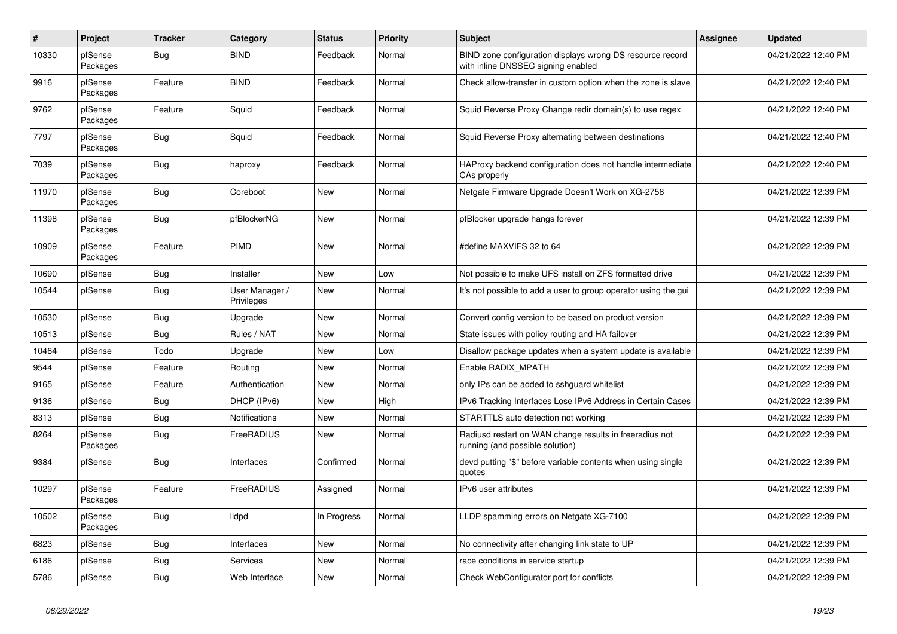| # | Project | Tracker | Category | Status | Priority | Subject | Assignee | Updated |
|---|---|---|---|---|---|---|---|---|
| 10330 | pfSense Packages | Bug | BIND | Feedback | Normal | BIND zone configuration displays wrong DS resource record with inline DNSSEC signing enabled | | 04/21/2022 12:40 PM |
| 9916 | pfSense Packages | Feature | BIND | Feedback | Normal | Check allow-transfer in custom option when the zone is slave | | 04/21/2022 12:40 PM |
| 9762 | pfSense Packages | Feature | Squid | Feedback | Normal | Squid Reverse Proxy Change redir domain(s) to use regex | | 04/21/2022 12:40 PM |
| 7797 | pfSense Packages | Bug | Squid | Feedback | Normal | Squid Reverse Proxy alternating between destinations | | 04/21/2022 12:40 PM |
| 7039 | pfSense Packages | Bug | haproxy | Feedback | Normal | HAProxy backend configuration does not handle intermediate CAs properly | | 04/21/2022 12:40 PM |
| 11970 | pfSense Packages | Bug | Coreboot | New | Normal | Netgate Firmware Upgrade Doesn't Work on XG-2758 | | 04/21/2022 12:39 PM |
| 11398 | pfSense Packages | Bug | pfBlockerNG | New | Normal | pfBlocker upgrade hangs forever | | 04/21/2022 12:39 PM |
| 10909 | pfSense Packages | Feature | PIMD | New | Normal | #define MAXVIFS 32 to 64 | | 04/21/2022 12:39 PM |
| 10690 | pfSense | Bug | Installer | New | Low | Not possible to make UFS install on ZFS formatted drive | | 04/21/2022 12:39 PM |
| 10544 | pfSense | Bug | User Manager / Privileges | New | Normal | It's not possible to add a user to group operator using the gui | | 04/21/2022 12:39 PM |
| 10530 | pfSense | Bug | Upgrade | New | Normal | Convert config version to be based on product version | | 04/21/2022 12:39 PM |
| 10513 | pfSense | Bug | Rules / NAT | New | Normal | State issues with policy routing and HA failover | | 04/21/2022 12:39 PM |
| 10464 | pfSense | Todo | Upgrade | New | Low | Disallow package updates when a system update is available | | 04/21/2022 12:39 PM |
| 9544 | pfSense | Feature | Routing | New | Normal | Enable RADIX_MPATH | | 04/21/2022 12:39 PM |
| 9165 | pfSense | Feature | Authentication | New | Normal | only IPs can be added to sshguard whitelist | | 04/21/2022 12:39 PM |
| 9136 | pfSense | Bug | DHCP (IPv6) | New | High | IPv6 Tracking Interfaces Lose IPv6 Address in Certain Cases | | 04/21/2022 12:39 PM |
| 8313 | pfSense | Bug | Notifications | New | Normal | STARTTLS auto detection not working | | 04/21/2022 12:39 PM |
| 8264 | pfSense Packages | Bug | FreeRADIUS | New | Normal | Radiusd restart on WAN change results in freeradius not running (and possible solution) | | 04/21/2022 12:39 PM |
| 9384 | pfSense | Bug | Interfaces | Confirmed | Normal | devd putting "$" before variable contents when using single quotes | | 04/21/2022 12:39 PM |
| 10297 | pfSense Packages | Feature | FreeRADIUS | Assigned | Normal | IPv6 user attributes | | 04/21/2022 12:39 PM |
| 10502 | pfSense Packages | Bug | lldpd | In Progress | Normal | LLDP spamming errors on Netgate XG-7100 | | 04/21/2022 12:39 PM |
| 6823 | pfSense | Bug | Interfaces | New | Normal | No connectivity after changing link state to UP | | 04/21/2022 12:39 PM |
| 6186 | pfSense | Bug | Services | New | Normal | race conditions in service startup | | 04/21/2022 12:39 PM |
| 5786 | pfSense | Bug | Web Interface | New | Normal | Check WebConfigurator port for conflicts | | 04/21/2022 12:39 PM |

*06/29/2022*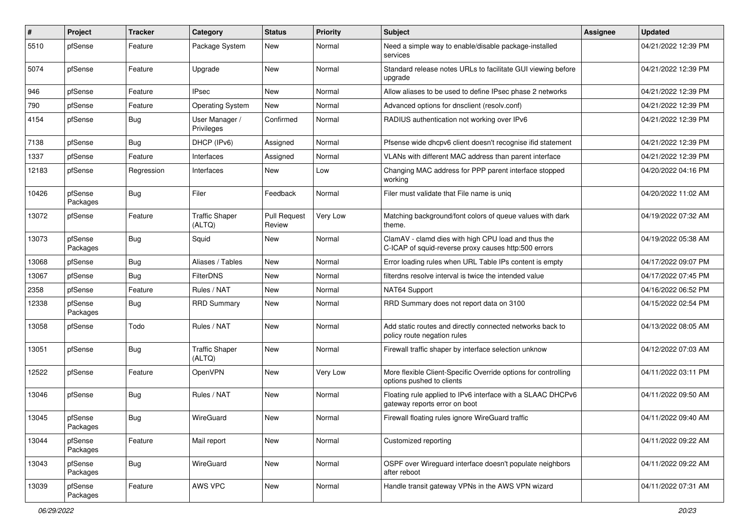| # | Project | Tracker | Category | Status | Priority | Subject | Assignee | Updated |
|---|---|---|---|---|---|---|---|---|
| 5510 | pfSense | Feature | Package System | New | Normal | Need a simple way to enable/disable package-installed services | | 04/21/2022 12:39 PM |
| 5074 | pfSense | Feature | Upgrade | New | Normal | Standard release notes URLs to facilitate GUI viewing before upgrade | | 04/21/2022 12:39 PM |
| 946 | pfSense | Feature | IPsec | New | Normal | Allow aliases to be used to define IPsec phase 2 networks | | 04/21/2022 12:39 PM |
| 790 | pfSense | Feature | Operating System | New | Normal | Advanced options for dnsclient (resolv.conf) | | 04/21/2022 12:39 PM |
| 4154 | pfSense | Bug | User Manager / Privileges | Confirmed | Normal | RADIUS authentication not working over IPv6 | | 04/21/2022 12:39 PM |
| 7138 | pfSense | Bug | DHCP (IPv6) | Assigned | Normal | Pfsense wide dhcpv6 client doesn't recognise ifid statement | | 04/21/2022 12:39 PM |
| 1337 | pfSense | Feature | Interfaces | Assigned | Normal | VLANs with different MAC address than parent interface | | 04/21/2022 12:39 PM |
| 12183 | pfSense | Regression | Interfaces | New | Low | Changing MAC address for PPP parent interface stopped working | | 04/20/2022 04:16 PM |
| 10426 | pfSense Packages | Bug | Filer | Feedback | Normal | Filer must validate that File name is uniq | | 04/20/2022 11:02 AM |
| 13072 | pfSense | Feature | Traffic Shaper (ALTQ) | Pull Request Review | Very Low | Matching background/font colors of queue values with dark theme. | | 04/19/2022 07:32 AM |
| 13073 | pfSense Packages | Bug | Squid | New | Normal | ClamAV - clamd dies with high CPU load and thus the C-ICAP of squid-reverse proxy causes http:500 errors | | 04/19/2022 05:38 AM |
| 13068 | pfSense | Bug | Aliases / Tables | New | Normal | Error loading rules when URL Table IPs content is empty | | 04/17/2022 09:07 PM |
| 13067 | pfSense | Bug | FilterDNS | New | Normal | filterdns resolve interval is twice the intended value | | 04/17/2022 07:45 PM |
| 2358 | pfSense | Feature | Rules / NAT | New | Normal | NAT64 Support | | 04/16/2022 06:52 PM |
| 12338 | pfSense Packages | Bug | RRD Summary | New | Normal | RRD Summary does not report data on 3100 | | 04/15/2022 02:54 PM |
| 13058 | pfSense | Todo | Rules / NAT | New | Normal | Add static routes and directly connected networks back to policy route negation rules | | 04/13/2022 08:05 AM |
| 13051 | pfSense | Bug | Traffic Shaper (ALTQ) | New | Normal | Firewall traffic shaper by interface selection unknow | | 04/12/2022 07:03 AM |
| 12522 | pfSense | Feature | OpenVPN | New | Very Low | More flexible Client-Specific Override options for controlling options pushed to clients | | 04/11/2022 03:11 PM |
| 13046 | pfSense | Bug | Rules / NAT | New | Normal | Floating rule applied to IPv6 interface with a SLAAC DHCPv6 gateway reports error on boot | | 04/11/2022 09:50 AM |
| 13045 | pfSense Packages | Bug | WireGuard | New | Normal | Firewall floating rules ignore WireGuard traffic | | 04/11/2022 09:40 AM |
| 13044 | pfSense Packages | Feature | Mail report | New | Normal | Customized reporting | | 04/11/2022 09:22 AM |
| 13043 | pfSense Packages | Bug | WireGuard | New | Normal | OSPF over Wireguard interface doesn't populate neighbors after reboot | | 04/11/2022 09:22 AM |
| 13039 | pfSense Packages | Feature | AWS VPC | New | Normal | Handle transit gateway VPNs in the AWS VPN wizard | | 04/11/2022 07:31 AM |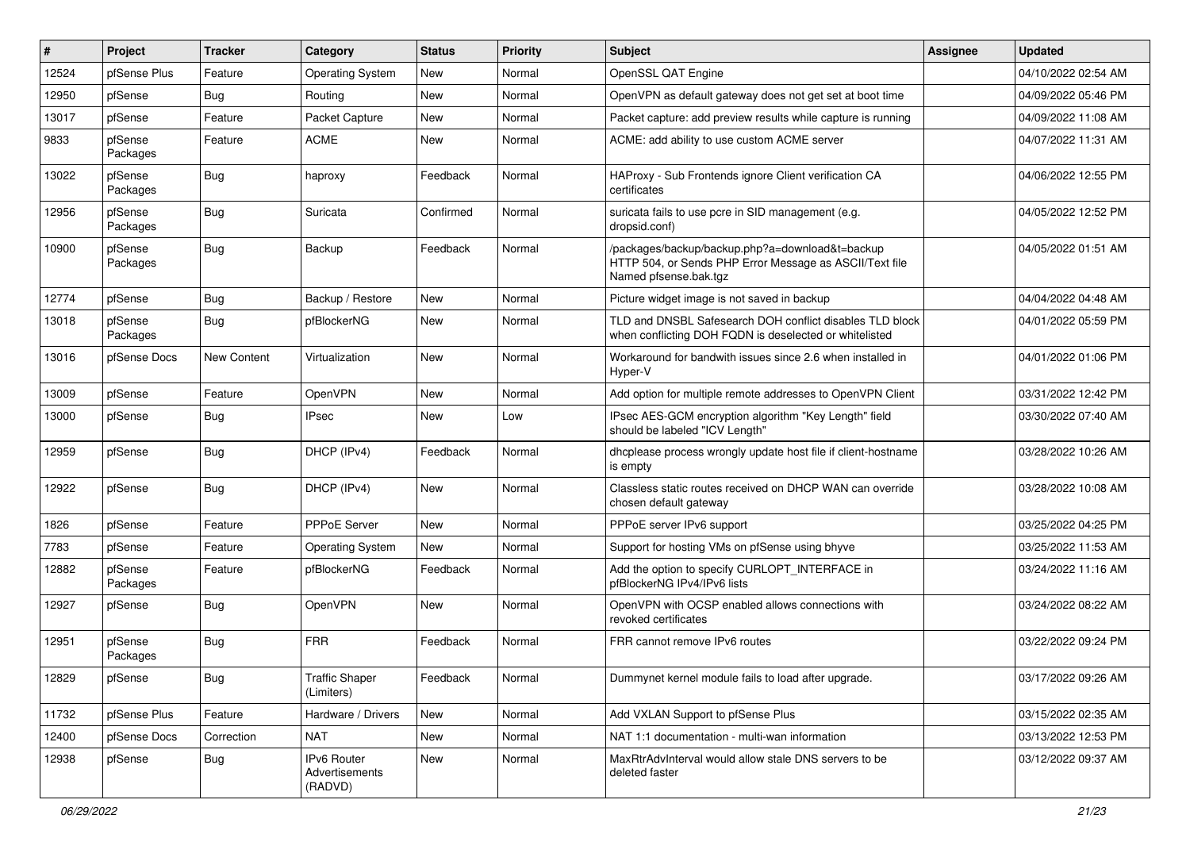| # | Project | Tracker | Category | Status | Priority | Subject | Assignee | Updated |
|---|---|---|---|---|---|---|---|---|
| 12524 | pfSense Plus | Feature | Operating System | New | Normal | OpenSSL QAT Engine | | 04/10/2022 02:54 AM |
| 12950 | pfSense | Bug | Routing | New | Normal | OpenVPN as default gateway does not get set at boot time | | 04/09/2022 05:46 PM |
| 13017 | pfSense | Feature | Packet Capture | New | Normal | Packet capture: add preview results while capture is running | | 04/09/2022 11:08 AM |
| 9833 | pfSense Packages | Feature | ACME | New | Normal | ACME: add ability to use custom ACME server | | 04/07/2022 11:31 AM |
| 13022 | pfSense Packages | Bug | haproxy | Feedback | Normal | HAProxy - Sub Frontends ignore Client verification CA certificates | | 04/06/2022 12:55 PM |
| 12956 | pfSense Packages | Bug | Suricata | Confirmed | Normal | suricata fails to use pcre in SID management (e.g. dropsid.conf) | | 04/05/2022 12:52 PM |
| 10900 | pfSense Packages | Bug | Backup | Feedback | Normal | /packages/backup/backup.php?a=download&t=backup HTTP 504, or Sends PHP Error Message as ASCII/Text file Named pfsense.bak.tgz | | 04/05/2022 01:51 AM |
| 12774 | pfSense | Bug | Backup / Restore | New | Normal | Picture widget image is not saved in backup | | 04/04/2022 04:48 AM |
| 13018 | pfSense Packages | Bug | pfBlockerNG | New | Normal | TLD and DNSBL Safesearch DOH conflict disables TLD block when conflicting DOH FQDN is deselected or whitelisted | | 04/01/2022 05:59 PM |
| 13016 | pfSense Docs | New Content | Virtualization | New | Normal | Workaround for bandwith issues since 2.6 when installed in Hyper-V | | 04/01/2022 01:06 PM |
| 13009 | pfSense | Feature | OpenVPN | New | Normal | Add option for multiple remote addresses to OpenVPN Client | | 03/31/2022 12:42 PM |
| 13000 | pfSense | Bug | IPsec | New | Low | IPsec AES-GCM encryption algorithm "Key Length" field should be labeled "ICV Length" | | 03/30/2022 07:40 AM |
| 12959 | pfSense | Bug | DHCP (IPv4) | Feedback | Normal | dhcplease process wrongly update host file if client-hostname is empty | | 03/28/2022 10:26 AM |
| 12922 | pfSense | Bug | DHCP (IPv4) | New | Normal | Classless static routes received on DHCP WAN can override chosen default gateway | | 03/28/2022 10:08 AM |
| 1826 | pfSense | Feature | PPPoE Server | New | Normal | PPPoE server IPv6 support | | 03/25/2022 04:25 PM |
| 7783 | pfSense | Feature | Operating System | New | Normal | Support for hosting VMs on pfSense using bhyve | | 03/25/2022 11:53 AM |
| 12882 | pfSense Packages | Feature | pfBlockerNG | Feedback | Normal | Add the option to specify CURLOPT_INTERFACE in pfBlockerNG IPv4/IPv6 lists | | 03/24/2022 11:16 AM |
| 12927 | pfSense | Bug | OpenVPN | New | Normal | OpenVPN with OCSP enabled allows connections with revoked certificates | | 03/24/2022 08:22 AM |
| 12951 | pfSense Packages | Bug | FRR | Feedback | Normal | FRR cannot remove IPv6 routes | | 03/22/2022 09:24 PM |
| 12829 | pfSense | Bug | Traffic Shaper (Limiters) | Feedback | Normal | Dummynet kernel module fails to load after upgrade. | | 03/17/2022 09:26 AM |
| 11732 | pfSense Plus | Feature | Hardware / Drivers | New | Normal | Add VXLAN Support to pfSense Plus | | 03/15/2022 02:35 AM |
| 12400 | pfSense Docs | Correction | NAT | New | Normal | NAT 1:1 documentation - multi-wan information | | 03/13/2022 12:53 PM |
| 12938 | pfSense | Bug | IPv6 Router Advertisements (RADVD) | New | Normal | MaxRtrAdvInterval would allow stale DNS servers to be deleted faster | | 03/12/2022 09:37 AM |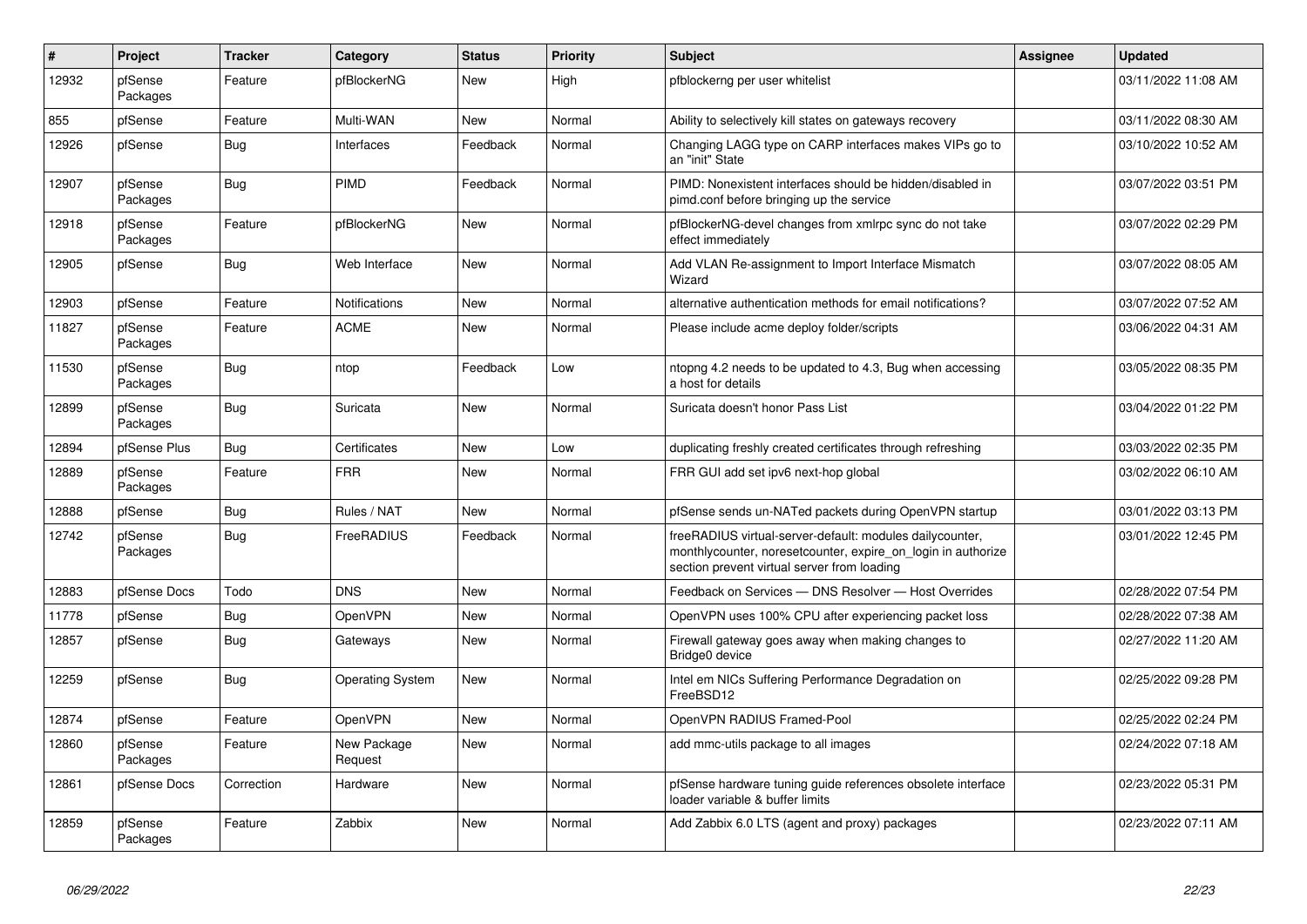| # | Project | Tracker | Category | Status | Priority | Subject | Assignee | Updated |
|---|---|---|---|---|---|---|---|---|
| 12932 | pfSense Packages | Feature | pfBlockerNG | New | High | pfblockerng per user whitelist | | 03/11/2022 11:08 AM |
| 855 | pfSense | Feature | Multi-WAN | New | Normal | Ability to selectively kill states on gateways recovery | | 03/11/2022 08:30 AM |
| 12926 | pfSense | Bug | Interfaces | Feedback | Normal | Changing LAGG type on CARP interfaces makes VIPs go to an "init" State | | 03/10/2022 10:52 AM |
| 12907 | pfSense Packages | Bug | PIMD | Feedback | Normal | PIMD: Nonexistent interfaces should be hidden/disabled in pimd.conf before bringing up the service | | 03/07/2022 03:51 PM |
| 12918 | pfSense Packages | Feature | pfBlockerNG | New | Normal | pfBlockerNG-devel changes from xmlrpc sync do not take effect immediately | | 03/07/2022 02:29 PM |
| 12905 | pfSense | Bug | Web Interface | New | Normal | Add VLAN Re-assignment to Import Interface Mismatch Wizard | | 03/07/2022 08:05 AM |
| 12903 | pfSense | Feature | Notifications | New | Normal | alternative authentication methods for email notifications? | | 03/07/2022 07:52 AM |
| 11827 | pfSense Packages | Feature | ACME | New | Normal | Please include acme deploy folder/scripts | | 03/06/2022 04:31 AM |
| 11530 | pfSense Packages | Bug | ntop | Feedback | Low | ntopng 4.2 needs to be updated to 4.3, Bug when accessing a host for details | | 03/05/2022 08:35 PM |
| 12899 | pfSense Packages | Bug | Suricata | New | Normal | Suricata doesn't honor Pass List | | 03/04/2022 01:22 PM |
| 12894 | pfSense Plus | Bug | Certificates | New | Low | duplicating freshly created certificates through refreshing | | 03/03/2022 02:35 PM |
| 12889 | pfSense Packages | Feature | FRR | New | Normal | FRR GUI add set ipv6 next-hop global | | 03/02/2022 06:10 AM |
| 12888 | pfSense | Bug | Rules / NAT | New | Normal | pfSense sends un-NATed packets during OpenVPN startup | | 03/01/2022 03:13 PM |
| 12742 | pfSense Packages | Bug | FreeRADIUS | Feedback | Normal | freeRADIUS virtual-server-default: modules dailycounter, monthlycounter, noresetcounter, expire_on_login in authorize section prevent virtual server from loading | | 03/01/2022 12:45 PM |
| 12883 | pfSense Docs | Todo | DNS | New | Normal | Feedback on Services — DNS Resolver — Host Overrides | | 02/28/2022 07:54 PM |
| 11778 | pfSense | Bug | OpenVPN | New | Normal | OpenVPN uses 100% CPU after experiencing packet loss | | 02/28/2022 07:38 AM |
| 12857 | pfSense | Bug | Gateways | New | Normal | Firewall gateway goes away when making changes to Bridge0 device | | 02/27/2022 11:20 AM |
| 12259 | pfSense | Bug | Operating System | New | Normal | Intel em NICs Suffering Performance Degradation on FreeBSD12 | | 02/25/2022 09:28 PM |
| 12874 | pfSense | Feature | OpenVPN | New | Normal | OpenVPN RADIUS Framed-Pool | | 02/25/2022 02:24 PM |
| 12860 | pfSense Packages | Feature | New Package Request | New | Normal | add mmc-utils package to all images | | 02/24/2022 07:18 AM |
| 12861 | pfSense Docs | Correction | Hardware | New | Normal | pfSense hardware tuning guide references obsolete interface loader variable & buffer limits | | 02/23/2022 05:31 PM |
| 12859 | pfSense Packages | Feature | Zabbix | New | Normal | Add Zabbix 6.0 LTS (agent and proxy) packages | | 02/23/2022 07:11 AM |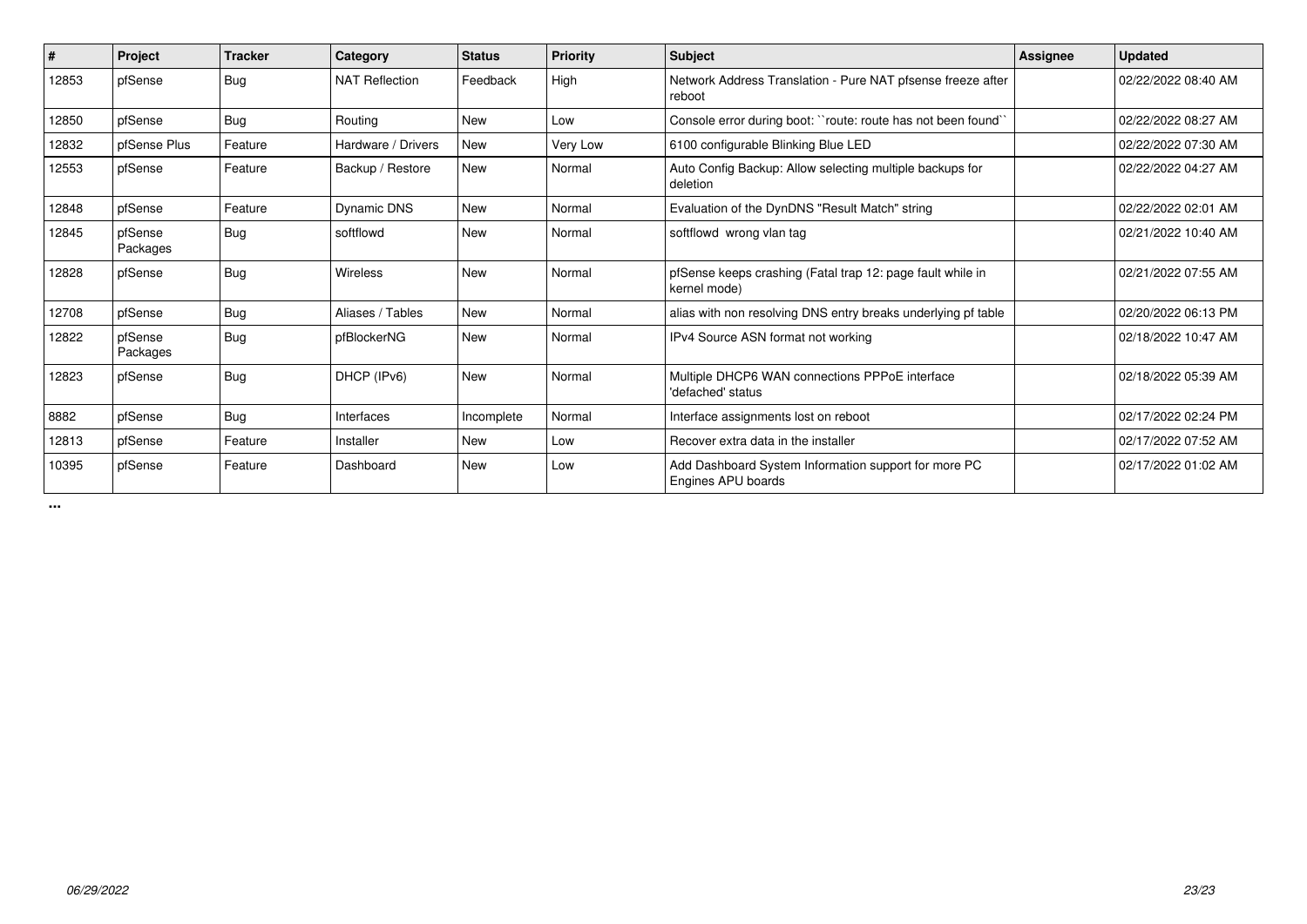| # | Project | Tracker | Category | Status | Priority | Subject | Assignee | Updated |
|---|---|---|---|---|---|---|---|---|
| 12853 | pfSense | Bug | NAT Reflection | Feedback | High | Network Address Translation - Pure NAT pfsense freeze after reboot | | 02/22/2022 08:40 AM |
| 12850 | pfSense | Bug | Routing | New | Low | Console error during boot: ``route: route has not been found`` | | 02/22/2022 08:27 AM |
| 12832 | pfSense Plus | Feature | Hardware / Drivers | New | Very Low | 6100 configurable Blinking Blue LED | | 02/22/2022 07:30 AM |
| 12553 | pfSense | Feature | Backup / Restore | New | Normal | Auto Config Backup: Allow selecting multiple backups for deletion | | 02/22/2022 04:27 AM |
| 12848 | pfSense | Feature | Dynamic DNS | New | Normal | Evaluation of the DynDNS "Result Match" string | | 02/22/2022 02:01 AM |
| 12845 | pfSense Packages | Bug | softflowd | New | Normal | softflowd wrong vlan tag | | 02/21/2022 10:40 AM |
| 12828 | pfSense | Bug | Wireless | New | Normal | pfSense keeps crashing (Fatal trap 12: page fault while in kernel mode) | | 02/21/2022 07:55 AM |
| 12708 | pfSense | Bug | Aliases / Tables | New | Normal | alias with non resolving DNS entry breaks underlying pf table | | 02/20/2022 06:13 PM |
| 12822 | pfSense Packages | Bug | pfBlockerNG | New | Normal | IPv4 Source ASN format not working | | 02/18/2022 10:47 AM |
| 12823 | pfSense | Bug | DHCP (IPv6) | New | Normal | Multiple DHCP6 WAN connections PPPoE interface 'defached' status | | 02/18/2022 05:39 AM |
| 8882 | pfSense | Bug | Interfaces | Incomplete | Normal | Interface assignments lost on reboot | | 02/17/2022 02:24 PM |
| 12813 | pfSense | Feature | Installer | New | Low | Recover extra data in the installer | | 02/17/2022 07:52 AM |
| 10395 | pfSense | Feature | Dashboard | New | Low | Add Dashboard System Information support for more PC Engines APU boards | | 02/17/2022 01:02 AM |

...